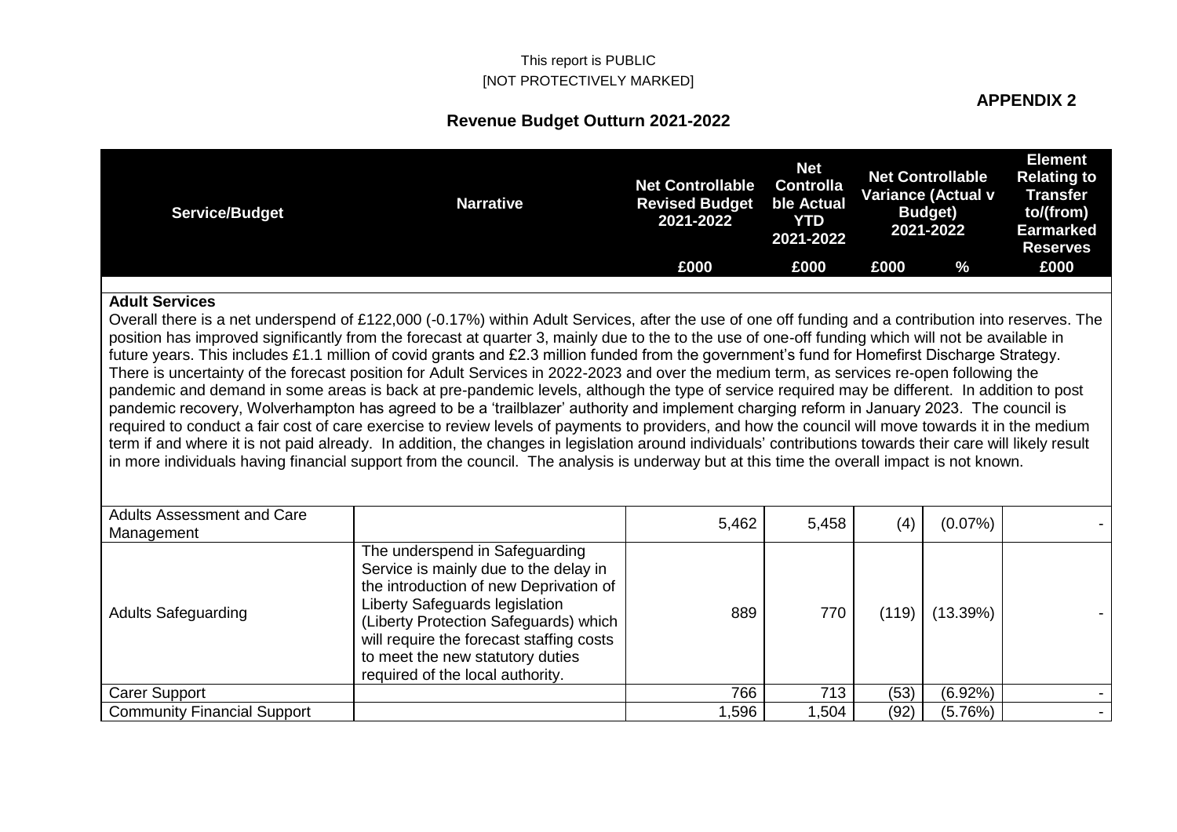This report is PUBLIC
[NOT PROTECTIVELY MARKED]

**APPENDIX 2**

## Revenue Budget Outturn 2021-2022

| Service/Budget | Narrative | Net Controllable Revised Budget 2021-2022 | Net Controllable Actual YTD 2021-2022 | Net Controllable Variance (Actual v Budget) 2021-2022 | | Element Relating to Transfer to/(from) Earmarked Reserves |
|---|---|---|---|---|---|---|
| | | £000 | £000 | £000 | % | £000 |
| **Adult Services** Overall there is a net underspend of £122,000 (-0.17%) within Adult Services, after the use of one off funding and a contribution into reserves. The position has improved significantly from the forecast at quarter 3, mainly due to the to the use of one-off funding which will not be available in future years. This includes £1.1 million of covid grants and £2.3 million funded from the government's fund for Homefirst Discharge Strategy. There is uncertainty of the forecast position for Adult Services in 2022-2023 and over the medium term, as services re-open following the pandemic and demand in some areas is back at pre-pandemic levels, although the type of service required may be different. In addition to post pandemic recovery, Wolverhampton has agreed to be a 'trailblazer' authority and implement charging reform in January 2023. The council is required to conduct a fair cost of care exercise to review levels of payments to providers, and how the council will move towards it in the medium term if and where it is not paid already. In addition, the changes in legislation around individuals' contributions towards their care will likely result in more individuals having financial support from the council. The analysis is underway but at this time the overall impact is not known. | | | | | | |
| Adults Assessment and Care Management | | 5,462 | 5,458 | (4) | (0.07%) | - |
| Adults Safeguarding | The underspend in Safeguarding Service is mainly due to the delay in the introduction of new Deprivation of Liberty Safeguards legislation (Liberty Protection Safeguards) which will require the forecast staffing costs to meet the new statutory duties required of the local authority. | 889 | 770 | (119) | (13.39%) | - |
| Carer Support | | 766 | 713 | (53) | (6.92%) | - |
| Community Financial Support | | 1,596 | 1,504 | (92) | (5.76%) | - |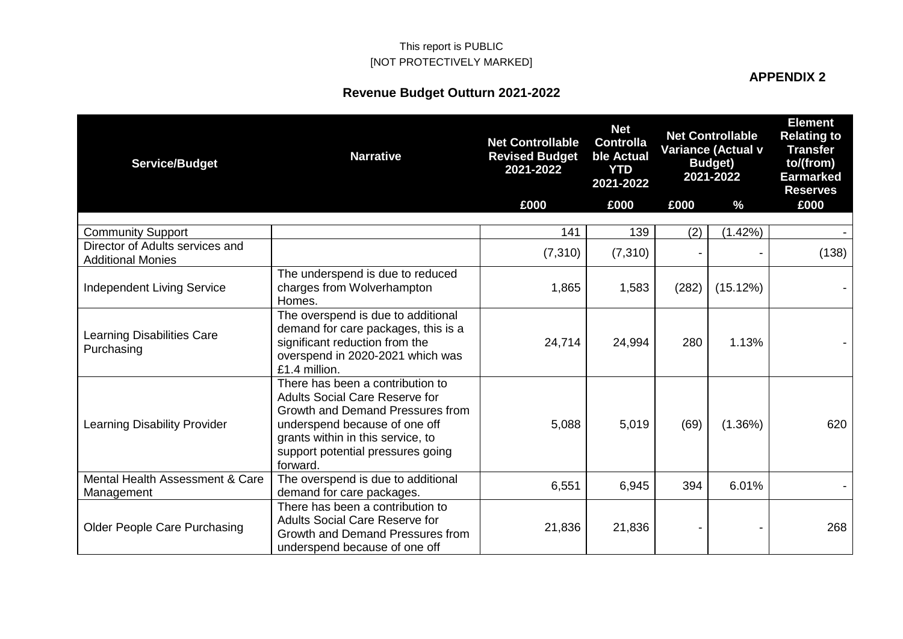This report is PUBLIC
[NOT PROTECTIVELY MARKED]

**APPENDIX 2**

## Revenue Budget Outturn 2021-2022

| Service/Budget | Narrative | Net Controllable Revised Budget 2021-2022 | Net Controllable Actual YTD 2021-2022 | Net Controllable Variance (Actual v Budget) 2021-2022 | | Element Relating to Transfer to/(from) Earmarked Reserves |
|---|---|---|---|---|---|---|
| | | £000 | £000 | £000 | % | £000 |
| Community Support | | 141 | 139 | (2) | (1.42%) | - |
| Director of Adults services and Additional Monies | | (7,310) | (7,310) | - | - | (138) |
| Independent Living Service | The underspend is due to reduced charges from Wolverhampton Homes. | 1,865 | 1,583 | (282) | (15.12%) | - |
| Learning Disabilities Care Purchasing | The overspend is due to additional demand for care packages, this is a significant reduction from the overspend in 2020-2021 which was £1.4 million. | 24,714 | 24,994 | 280 | 1.13% | - |
| Learning Disability Provider | There has been a contribution to Adults Social Care Reserve for Growth and Demand Pressures from underspend because of one off grants within in this service, to support potential pressures going forward. | 5,088 | 5,019 | (69) | (1.36%) | 620 |
| Mental Health Assessment & Care Management | The overspend is due to additional demand for care packages. | 6,551 | 6,945 | 394 | 6.01% | - |
| Older People Care Purchasing | There has been a contribution to Adults Social Care Reserve for Growth and Demand Pressures from underspend because of one off | 21,836 | 21,836 | - | - | 268 |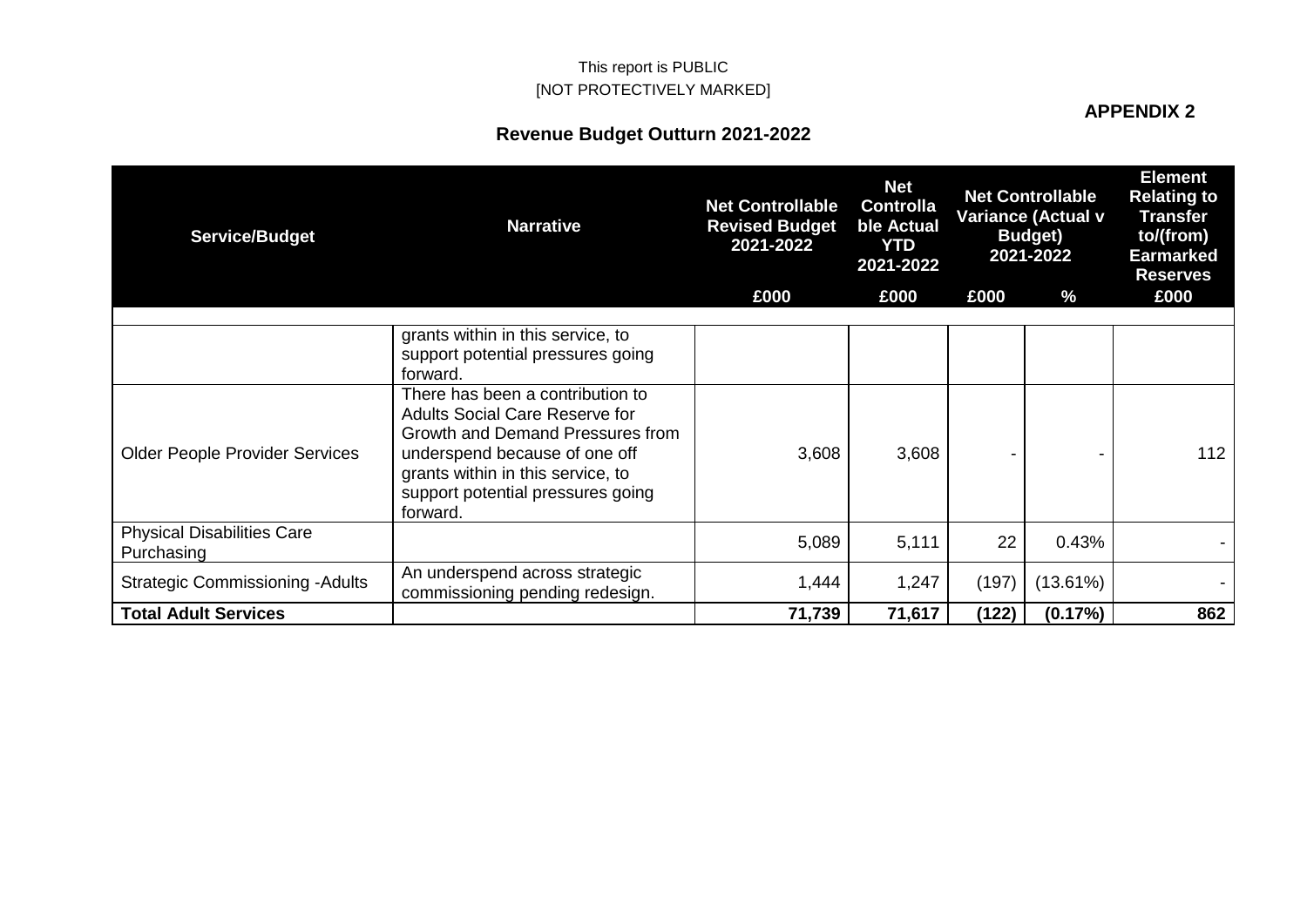This report is PUBLIC
[NOT PROTECTIVELY MARKED]

**APPENDIX 2**

## Revenue Budget Outturn 2021-2022

| Service/Budget | Narrative | Net Controllable Revised Budget 2021-2022 | Net Controllable Actual YTD 2021-2022 | Net Controllable Variance (Actual v Budget) 2021-2022 | | Element Relating to Transfer to/(from) Earmarked Reserves |
|---|---|---|---|---|---|---|
| | | £000 | £000 | £000 | % | £000 |
| | grants within in this service, to support potential pressures going forward. | | | | | |
| Older People Provider Services | There has been a contribution to Adults Social Care Reserve for Growth and Demand Pressures from underspend because of one off grants within in this service, to support potential pressures going forward. | 3,608 | 3,608 | - | - | 112 |
| Physical Disabilities Care Purchasing | | 5,089 | 5,111 | 22 | 0.43% | - |
| Strategic Commissioning -Adults | An underspend across strategic commissioning pending redesign. | 1,444 | 1,247 | (197) | (13.61%) | - |
| **Total Adult Services** | | **71,739** | **71,617** | **(122)** | **(0.17%)** | **862** |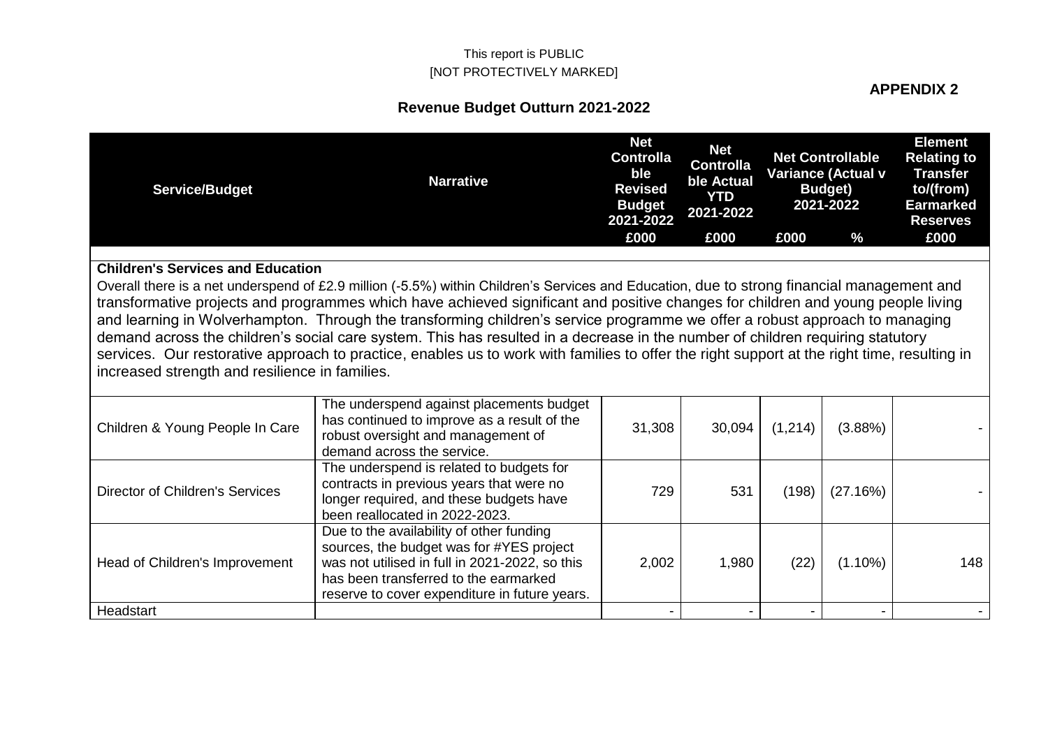This report is PUBLIC
[NOT PROTECTIVELY MARKED]

**APPENDIX 2**

## Revenue Budget Outturn 2021-2022

| Service/Budget | Narrative | Net Controllable Revised Budget 2021-2022 | Net Controllable Actual YTD 2021-2022 | Net Controllable Variance (Actual v Budget) 2021-2022 | | Element Relating to Transfer to/(from) Earmarked Reserves |
|---|---|---|---|---|---|---|
| | | £000 | £000 | £000 | % | £000 |
| **Children's Services and Education** | | | | | | |
| Overall there is a net underspend of £2.9 million (-5.5%) within Children's Services and Education, due to strong financial management and transformative projects and programmes which have achieved significant and positive changes for children and young people living and learning in Wolverhampton. Through the transforming children's service programme we offer a robust approach to managing demand across the children's social care system. This has resulted in a decrease in the number of children requiring statutory services. Our restorative approach to practice, enables us to work with families to offer the right support at the right time, resulting in increased strength and resilience in families. | | | | | | |
| Children & Young People In Care | The underspend against placements budget has continued to improve as a result of the robust oversight and management of demand across the service. | 31,308 | 30,094 | (1,214) | (3.88%) | - |
| Director of Children's Services | The underspend is related to budgets for contracts in previous years that were no longer required, and these budgets have been reallocated in 2022-2023. | 729 | 531 | (198) | (27.16%) | - |
| Head of Children's Improvement | Due to the availability of other funding sources, the budget was for #YES project was not utilised in full in 2021-2022, so this has been transferred to the earmarked reserve to cover expenditure in future years. | 2,002 | 1,980 | (22) | (1.10%) | 148 |
| Headstart | | - | - | - | - | - |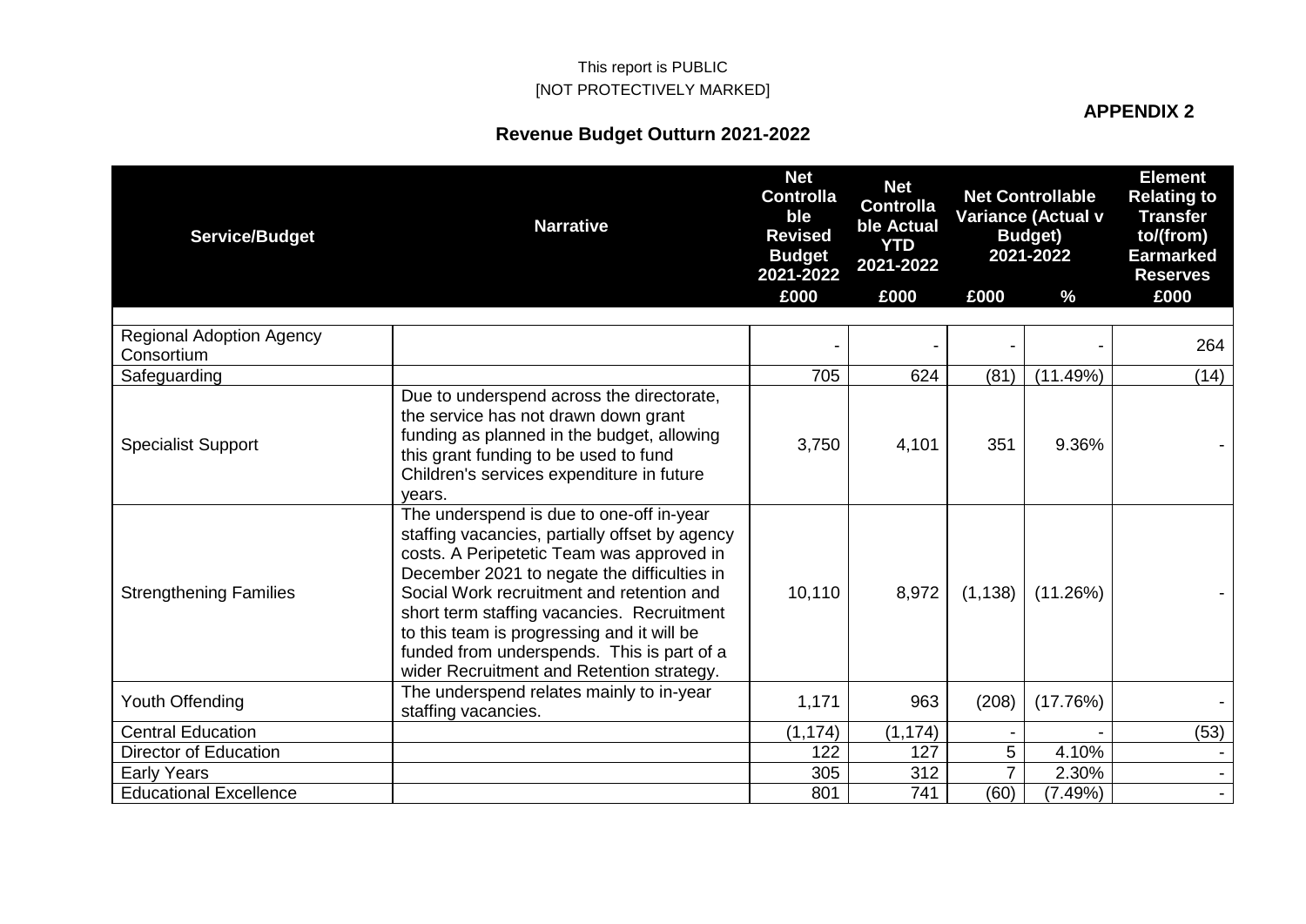This report is PUBLIC
[NOT PROTECTIVELY MARKED]

**APPENDIX 2**

## Revenue Budget Outturn 2021-2022

| Service/Budget | Narrative | Net Controllable Revised Budget 2021-2022 | Net Controllable Actual YTD 2021-2022 | Net Controllable Variance (Actual v Budget) 2021-2022 | | Element Relating to Transfer to/(from) Earmarked Reserves |
|---|---|---|---|---|---|---|
| | | £000 | £000 | £000 | % | £000 |
| Regional Adoption Agency Consortium | | - | - | - | - | 264 |
| Safeguarding | | 705 | 624 | (81) | (11.49%) | (14) |
| Specialist Support | Due to underspend across the directorate, the service has not drawn down grant funding as planned in the budget, allowing this grant funding to be used to fund Children's services expenditure in future years. | 3,750 | 4,101 | 351 | 9.36% | - |
| Strengthening Families | The underspend is due to one-off in-year staffing vacancies, partially offset by agency costs. A Peripetetic Team was approved in December 2021 to negate the difficulties in Social Work recruitment and retention and short term staffing vacancies. Recruitment to this team is progressing and it will be funded from underspends. This is part of a wider Recruitment and Retention strategy. | 10,110 | 8,972 | (1,138) | (11.26%) | - |
| Youth Offending | The underspend relates mainly to in-year staffing vacancies. | 1,171 | 963 | (208) | (17.76%) | - |
| Central Education | | (1,174) | (1,174) | - | - | (53) |
| Director of Education | | 122 | 127 | 5 | 4.10% | - |
| Early Years | | 305 | 312 | 7 | 2.30% | - |
| Educational Excellence | | 801 | 741 | (60) | (7.49%) | - |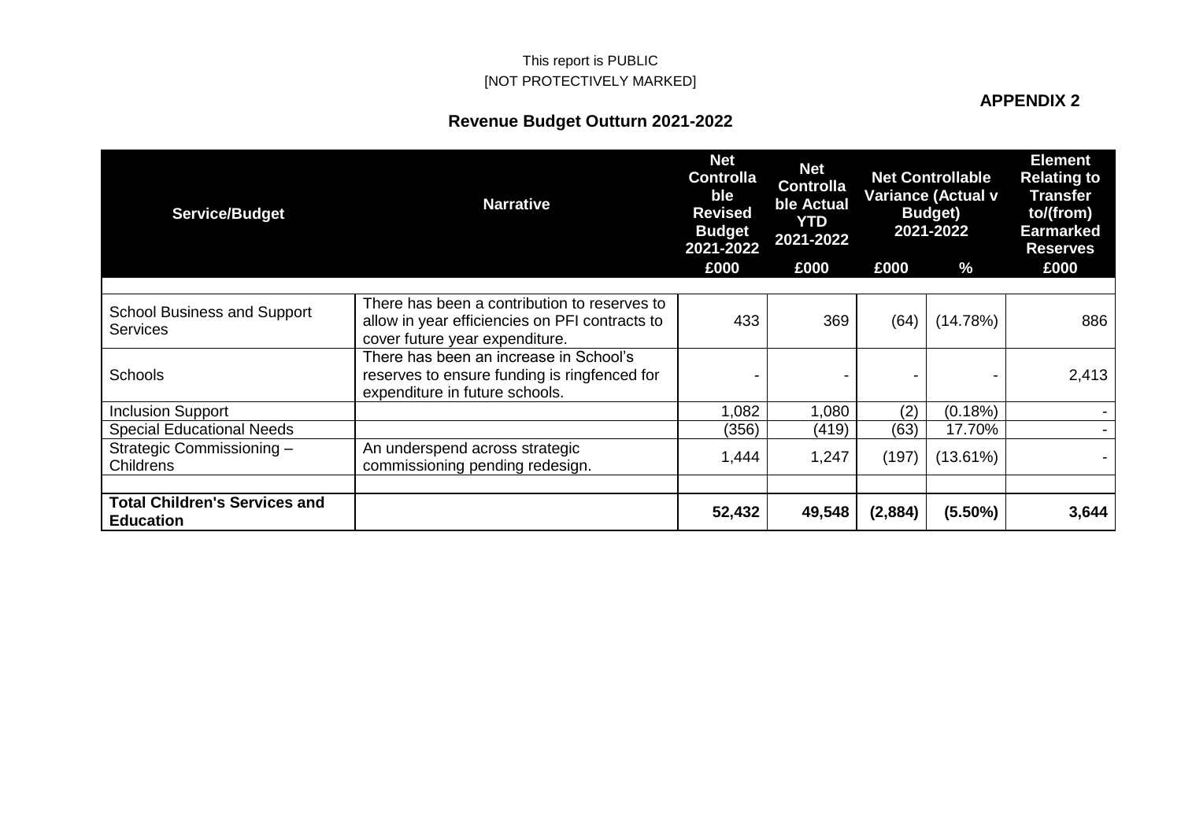This report is PUBLIC
[NOT PROTECTIVELY MARKED]

**APPENDIX 2**

## Revenue Budget Outturn 2021-2022

| Service/Budget | Narrative | Net Controllable Revised Budget 2021-2022 | Net Controllable Actual YTD 2021-2022 | Net Controllable Variance (Actual v Budget) 2021-2022 | | Element Relating to Transfer to/(from) Earmarked Reserves |
|---|---|---|---|---|---|---|
| | | £000 | £000 | £000 | % | £000 |
| | | | | | | |
| School Business and Support Services | There has been a contribution to reserves to allow in year efficiencies on PFI contracts to cover future year expenditure. | 433 | 369 | (64) | (14.78%) | 886 |
| Schools | There has been an increase in School's reserves to ensure funding is ringfenced for expenditure in future schools. | - | - | - | - | 2,413 |
| Inclusion Support | | 1,082 | 1,080 | (2) | (0.18%) | - |
| Special Educational Needs | | (356) | (419) | (63) | 17.70% | - |
| Strategic Commissioning – Childrens | An underspend across strategic commissioning pending redesign. | 1,444 | 1,247 | (197) | (13.61%) | - |
| | | | | | | |
| **Total Children's Services and Education** | | **52,432** | **49,548** | **(2,884)** | **(5.50%)** | **3,644** |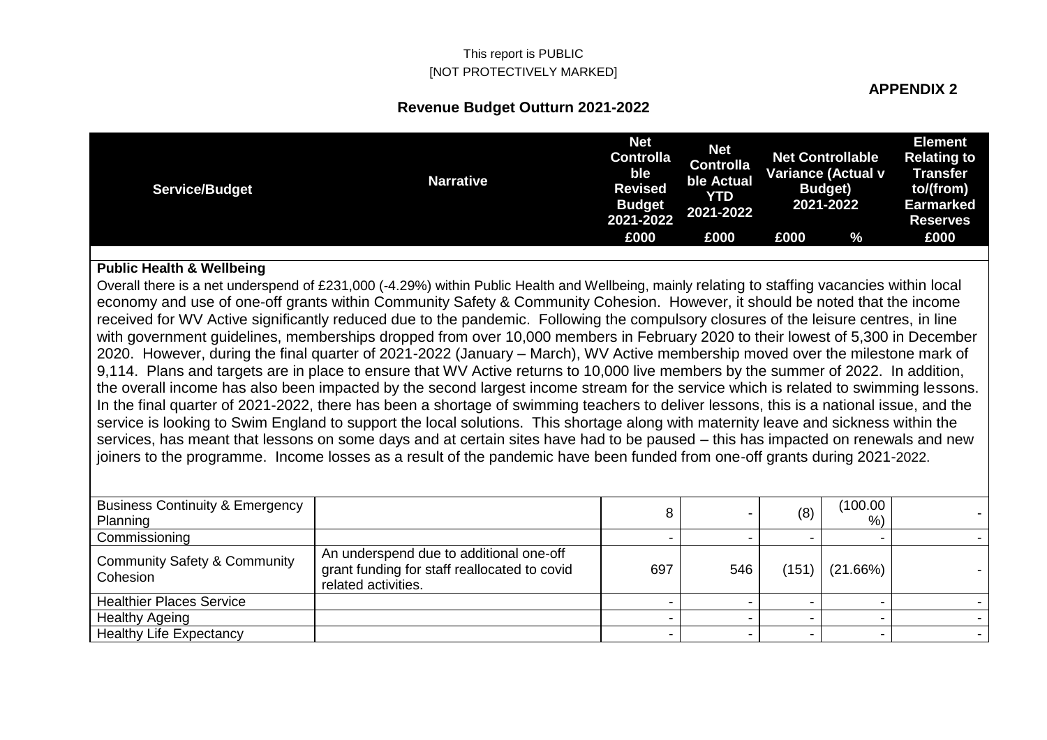This report is PUBLIC
[NOT PROTECTIVELY MARKED]

**APPENDIX 2**

## Revenue Budget Outturn 2021-2022

| Service/Budget | Narrative | Net Controllable Revised Budget 2021-2022 | Net Controllable Actual YTD 2021-2022 | Net Controllable Variance (Actual v Budget) 2021-2022 | | Element Relating to Transfer to/(from) Earmarked Reserves |
|---|---|---|---|---|---|---|
| | | £000 | £000 | £000 | % | £000 |

**Public Health & Wellbeing**

Overall there is a net underspend of £231,000 (-4.29%) within Public Health and Wellbeing, mainly relating to staffing vacancies within local economy and use of one-off grants within Community Safety & Community Cohesion. However, it should be noted that the income received for WV Active significantly reduced due to the pandemic. Following the compulsory closures of the leisure centres, in line with government guidelines, memberships dropped from over 10,000 members in February 2020 to their lowest of 5,300 in December 2020. However, during the final quarter of 2021-2022 (January – March), WV Active membership moved over the milestone mark of 9,114. Plans and targets are in place to ensure that WV Active returns to 10,000 live members by the summer of 2022. In addition, the overall income has also been impacted by the second largest income stream for the service which is related to swimming lessons. In the final quarter of 2021-2022, there has been a shortage of swimming teachers to deliver lessons, this is a national issue, and the service is looking to Swim England to support the local solutions. This shortage along with maternity leave and sickness within the services, has meant that lessons on some days and at certain sites have had to be paused – this has impacted on renewals and new joiners to the programme. Income losses as a result of the pandemic have been funded from one-off grants during 2021-2022.

| Service/Budget | Narrative | £000 | £000 | £000 | % | £000 |
|---|---|---|---|---|---|---|
| Business Continuity & Emergency Planning | | 8 | - | (8) | (100.00 %) | - |
| Commissioning | | - | - | - | - | - |
| Community Safety & Community Cohesion | An underspend due to additional one-off grant funding for staff reallocated to covid related activities. | 697 | 546 | (151) | (21.66%) | - |
| Healthier Places Service | | - | - | - | - | - |
| Healthy Ageing | | - | - | - | - | - |
| Healthy Life Expectancy | | - | - | - | - | - |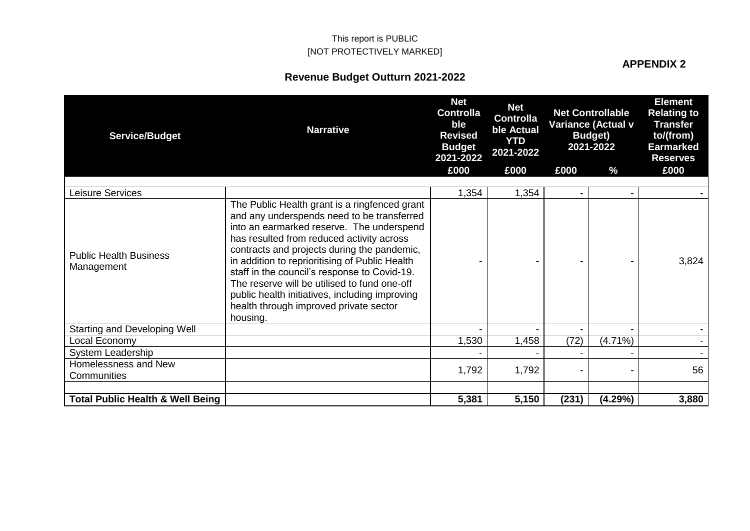This report is PUBLIC
[NOT PROTECTIVELY MARKED]

**APPENDIX 2**

## Revenue Budget Outturn 2021-2022

| Service/Budget | Narrative | Net Controllable Revised Budget 2021-2022 | Net Controllable Actual YTD 2021-2022 | Net Controllable Variance (Actual v Budget) 2021-2022 | | Element Relating to Transfer to/(from) Earmarked Reserves |
|---|---|---|---|---|---|---|
| | | £000 | £000 | £000 | % | £000 |
| Leisure Services | | 1,354 | 1,354 | - | - | - |
| Public Health Business Management | The Public Health grant is a ringfenced grant and any underspends need to be transferred into an earmarked reserve. The underspend has resulted from reduced activity across contracts and projects during the pandemic, in addition to reprioritising of Public Health staff in the council's response to Covid-19. The reserve will be utilised to fund one-off public health initiatives, including improving health through improved private sector housing. | - | - | - | - | 3,824 |
| Starting and Developing Well | | - | - | - | - | - |
| Local Economy | | 1,530 | 1,458 | (72) | (4.71%) | - |
| System Leadership | | - | - | - | - | - |
| Homelessness and New Communities | | 1,792 | 1,792 | - | - | 56 |
| | | | | | | |
| **Total Public Health & Well Being** | | **5,381** | **5,150** | **(231)** | **(4.29%)** | **3,880** |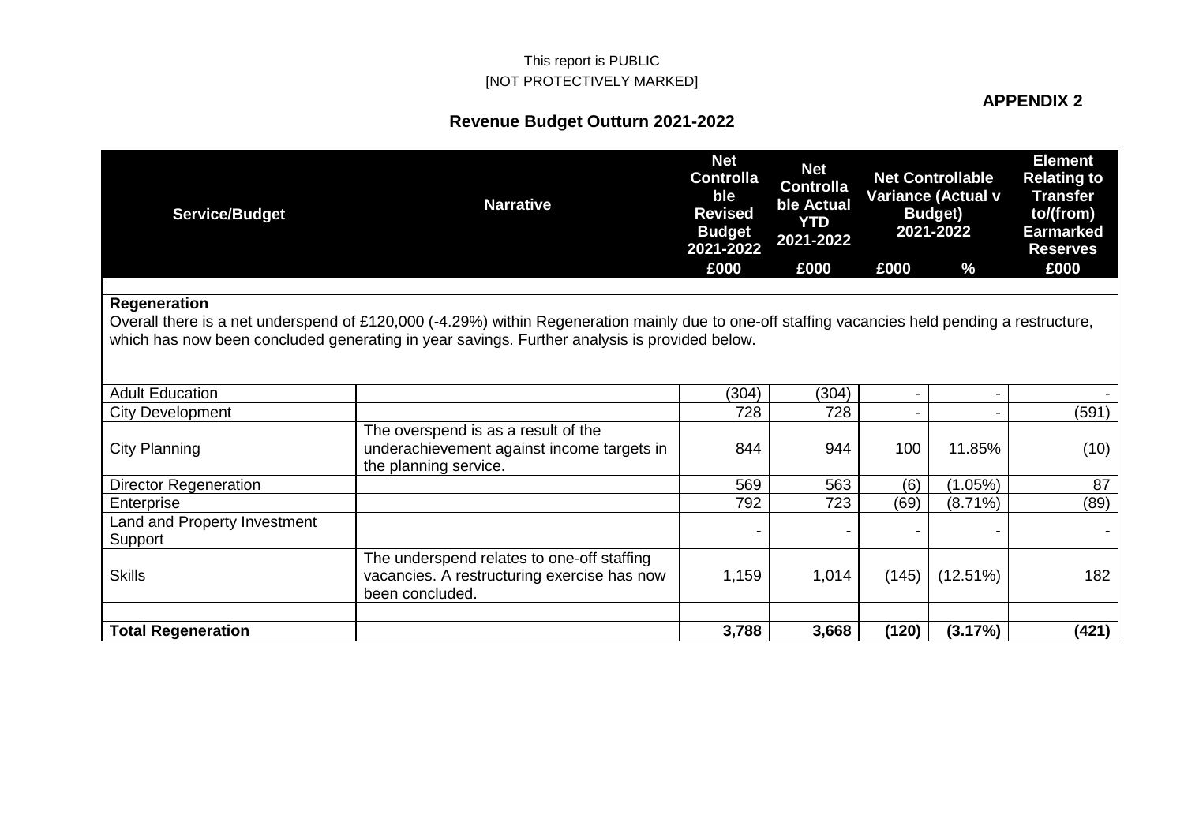This report is PUBLIC
[NOT PROTECTIVELY MARKED]

**APPENDIX 2**

## Revenue Budget Outturn 2021-2022

| Service/Budget | Narrative | Net Controllable Revised Budget 2021-2022 | Net Controllable Actual YTD 2021-2022 | Net Controllable Variance (Actual v Budget) 2021-2022 | | Element Relating to Transfer to/(from) Earmarked Reserves |
|---|---|---|---|---|---|---|
| | | £000 | £000 | £000 | % | £000 |
| **Regeneration**<br>Overall there is a net underspend of £120,000 (-4.29%) within Regeneration mainly due to one-off staffing vacancies held pending a restructure, which has now been concluded generating in year savings. Further analysis is provided below. | | | | | | |
| Adult Education | | (304) | (304) | - | - | - |
| City Development | | 728 | 728 | - | - | (591) |
| City Planning | The overspend is as a result of the underachievement against income targets in the planning service. | 844 | 944 | 100 | 11.85% | (10) |
| Director Regeneration | | 569 | 563 | (6) | (1.05%) | 87 |
| Enterprise | | 792 | 723 | (69) | (8.71%) | (89) |
| Land and Property Investment Support | | - | - | - | - | - |
| Skills | The underspend relates to one-off staffing vacancies. A restructuring exercise has now been concluded. | 1,159 | 1,014 | (145) | (12.51%) | 182 |
| | | | | | | |
| **Total Regeneration** | | **3,788** | **3,668** | **(120)** | **(3.17%)** | **(421)** |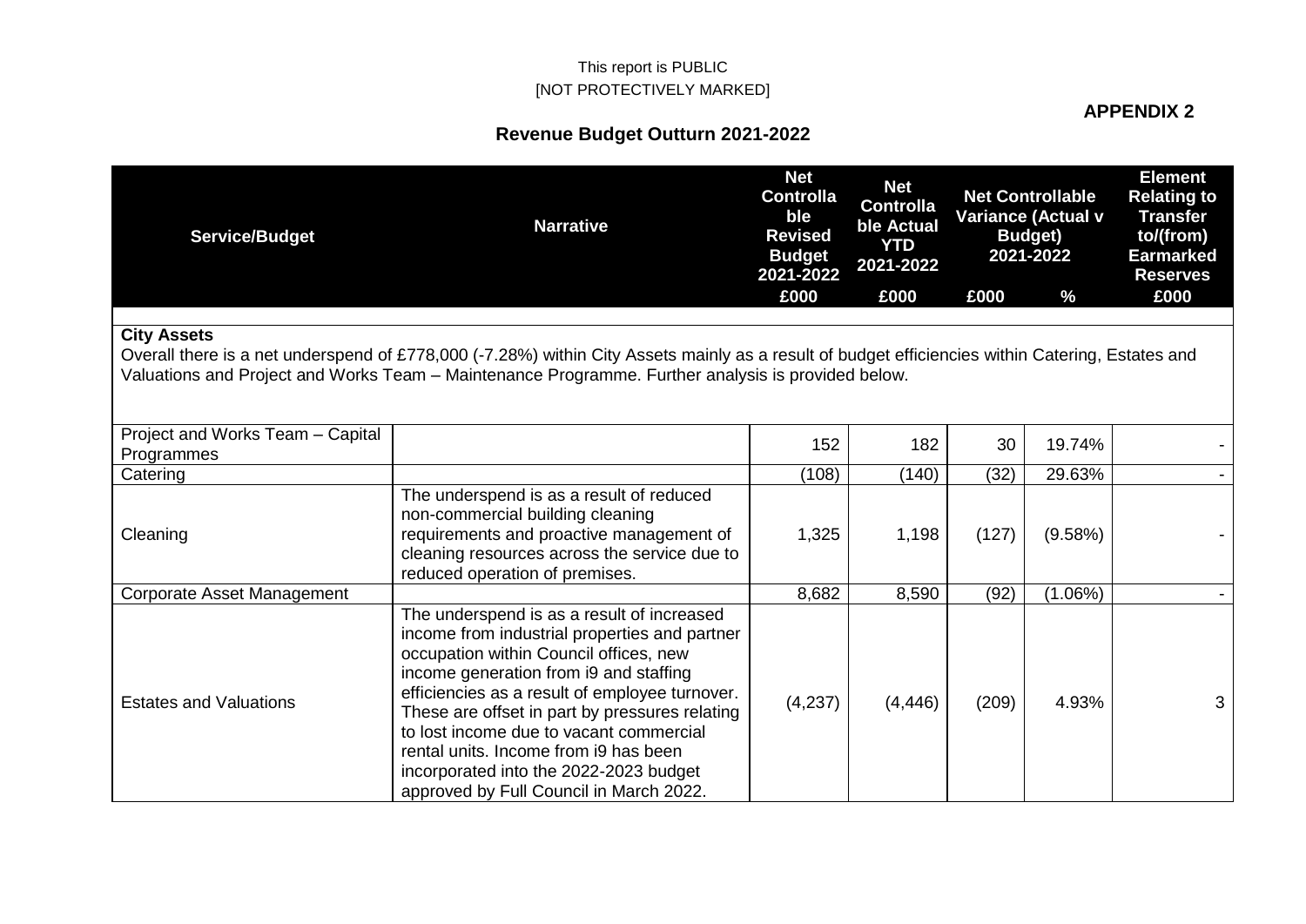This report is PUBLIC
[NOT PROTECTIVELY MARKED]

**APPENDIX 2**

## Revenue Budget Outturn 2021-2022

| Service/Budget | Narrative | Net Controllable Revised Budget 2021-2022 | Net Controllable Actual YTD 2021-2022 | Net Controllable Variance (Actual v Budget) 2021-2022 | | Element Relating to Transfer to/(from) Earmarked Reserves |
|---|---|---|---|---|---|---|
| | | £000 | £000 | £000 | % | £000 |
| **City Assets** | | | | | | |
| Overall there is a net underspend of £778,000 (-7.28%) within City Assets mainly as a result of budget efficiencies within Catering, Estates and Valuations and Project and Works Team – Maintenance Programme. Further analysis is provided below. | | | | | | |
| Project and Works Team – Capital Programmes | | 152 | 182 | 30 | 19.74% | - |
| Catering | | (108) | (140) | (32) | 29.63% | - |
| Cleaning | The underspend is as a result of reduced non-commercial building cleaning requirements and proactive management of cleaning resources across the service due to reduced operation of premises. | 1,325 | 1,198 | (127) | (9.58%) | - |
| Corporate Asset Management | | 8,682 | 8,590 | (92) | (1.06%) | - |
| Estates and Valuations | The underspend is as a result of increased income from industrial properties and partner occupation within Council offices, new income generation from i9 and staffing efficiencies as a result of employee turnover. These are offset in part by pressures relating to lost income due to vacant commercial rental units. Income from i9 has been incorporated into the 2022-2023 budget approved by Full Council in March 2022. | (4,237) | (4,446) | (209) | 4.93% | 3 |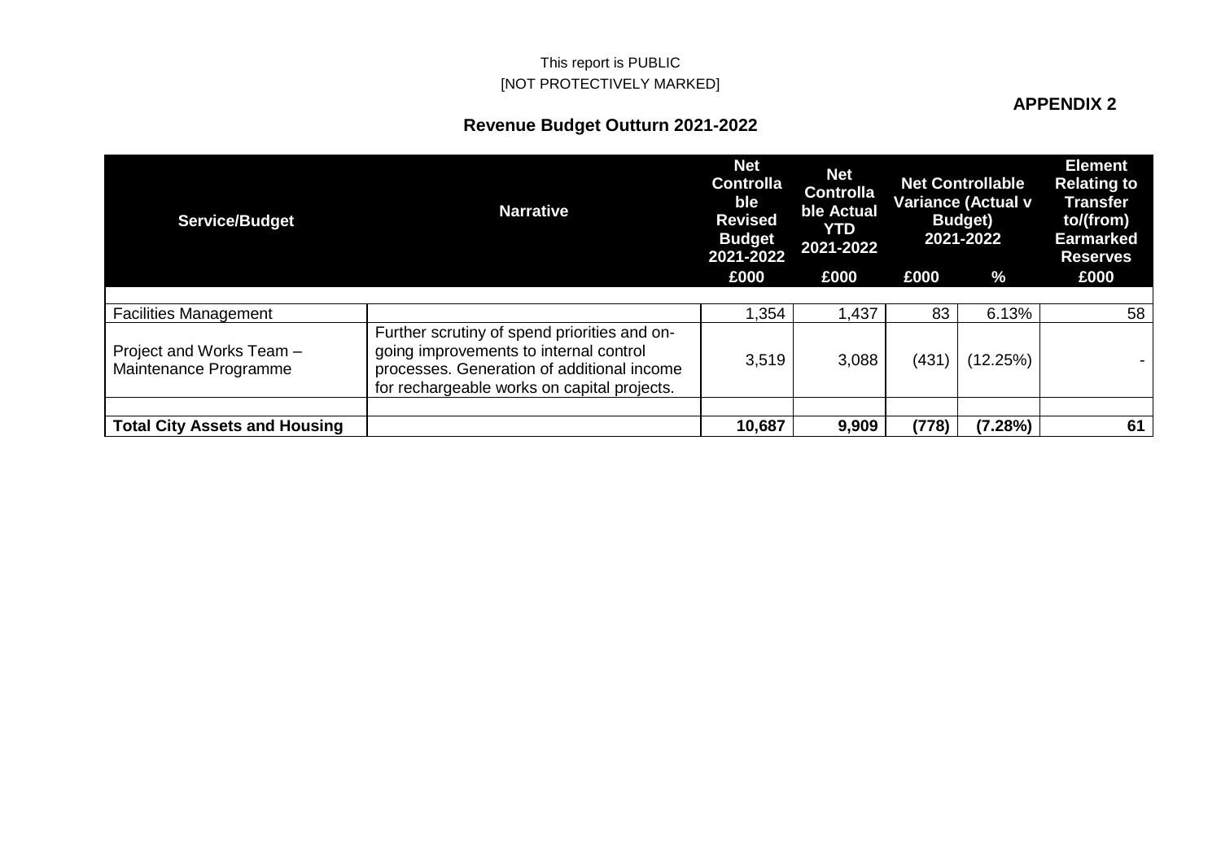This report is PUBLIC
[NOT PROTECTIVELY MARKED]

**APPENDIX 2**

## Revenue Budget Outturn 2021-2022

| Service/Budget | Narrative | Net Controllable Revised Budget 2021-2022 | Net Controllable Actual YTD 2021-2022 | Net Controllable Variance (Actual v Budget) 2021-2022 | | Element Relating to Transfer to/(from) Earmarked Reserves |
|---|---|---|---|---|---|---|
| | | £000 | £000 | £000 | % | £000 |
| | | | | | | |
| Facilities Management | | 1,354 | 1,437 | 83 | 6.13% | 58 |
| Project and Works Team – Maintenance Programme | Further scrutiny of spend priorities and on-going improvements to internal control processes. Generation of additional income for rechargeable works on capital projects. | 3,519 | 3,088 | (431) | (12.25%) | - |
| | | | | | | |
| **Total City Assets and Housing** | | **10,687** | **9,909** | **(778)** | **(7.28%)** | **61** |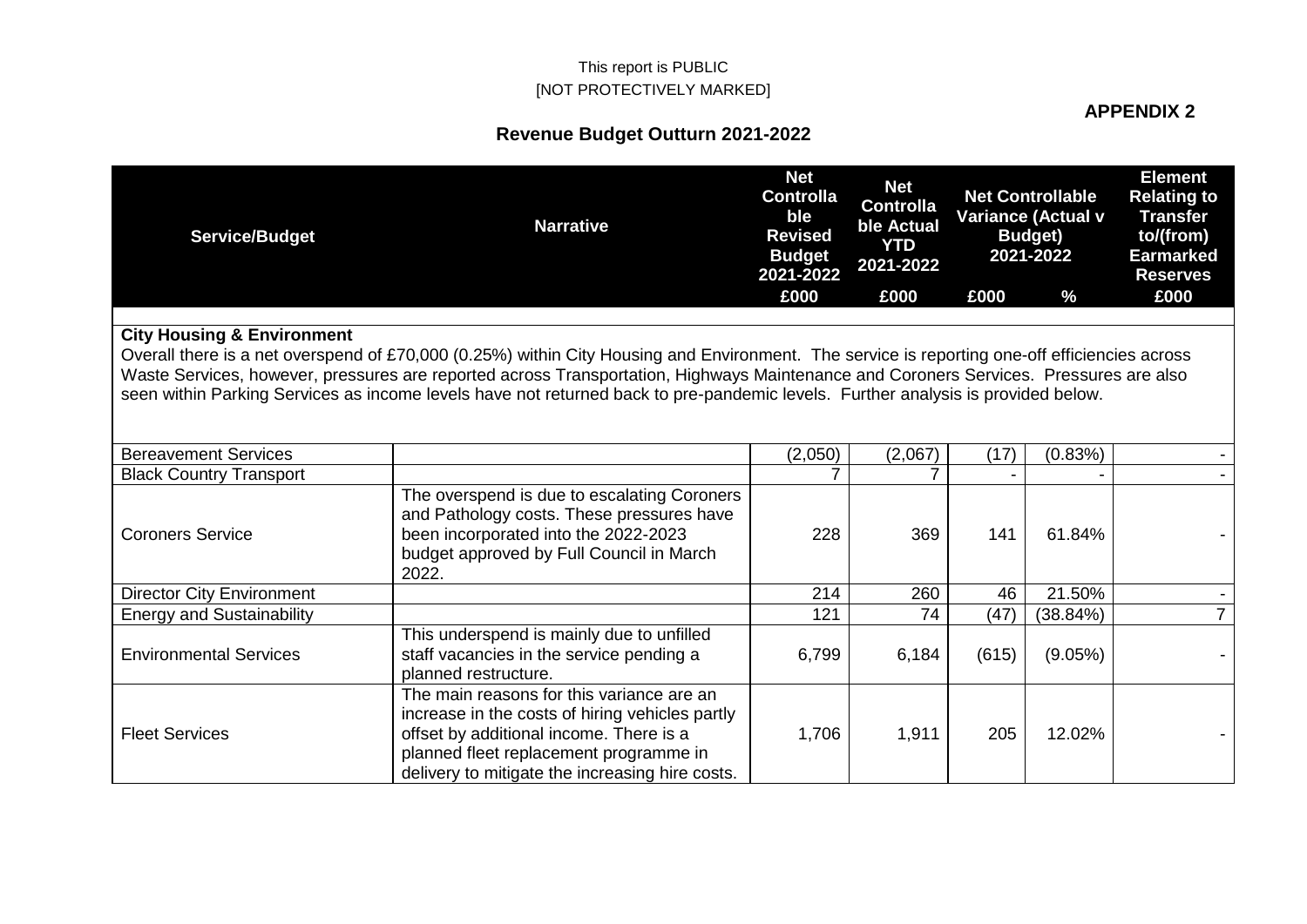This report is PUBLIC
[NOT PROTECTIVELY MARKED]

**APPENDIX 2**

## Revenue Budget Outturn 2021-2022

| Service/Budget | Narrative | Net Controllable Revised Budget 2021-2022 | Net Controllable Actual YTD 2021-2022 | Net Controllable Variance (Actual v Budget) 2021-2022 | | Element Relating to Transfer to/(from) Earmarked Reserves |
|---|---|---|---|---|---|---|
| | | £000 | £000 | £000 | % | £000 |
| **City Housing & Environment** Overall there is a net overspend of £70,000 (0.25%) within City Housing and Environment. The service is reporting one-off efficiencies across Waste Services, however, pressures are reported across Transportation, Highways Maintenance and Coroners Services. Pressures are also seen within Parking Services as income levels have not returned back to pre-pandemic levels. Further analysis is provided below. | | | | | | |
| Bereavement Services | | (2,050) | (2,067) | (17) | (0.83%) | - |
| Black Country Transport | | 7 | 7 | - | - | - |
| Coroners Service | The overspend is due to escalating Coroners and Pathology costs. These pressures have been incorporated into the 2022-2023 budget approved by Full Council in March 2022. | 228 | 369 | 141 | 61.84% | - |
| Director City Environment | | 214 | 260 | 46 | 21.50% | - |
| Energy and Sustainability | | 121 | 74 | (47) | (38.84%) | 7 |
| Environmental Services | This underspend is mainly due to unfilled staff vacancies in the service pending a planned restructure. | 6,799 | 6,184 | (615) | (9.05%) | - |
| Fleet Services | The main reasons for this variance are an increase in the costs of hiring vehicles partly offset by additional income. There is a planned fleet replacement programme in delivery to mitigate the increasing hire costs. | 1,706 | 1,911 | 205 | 12.02% | - |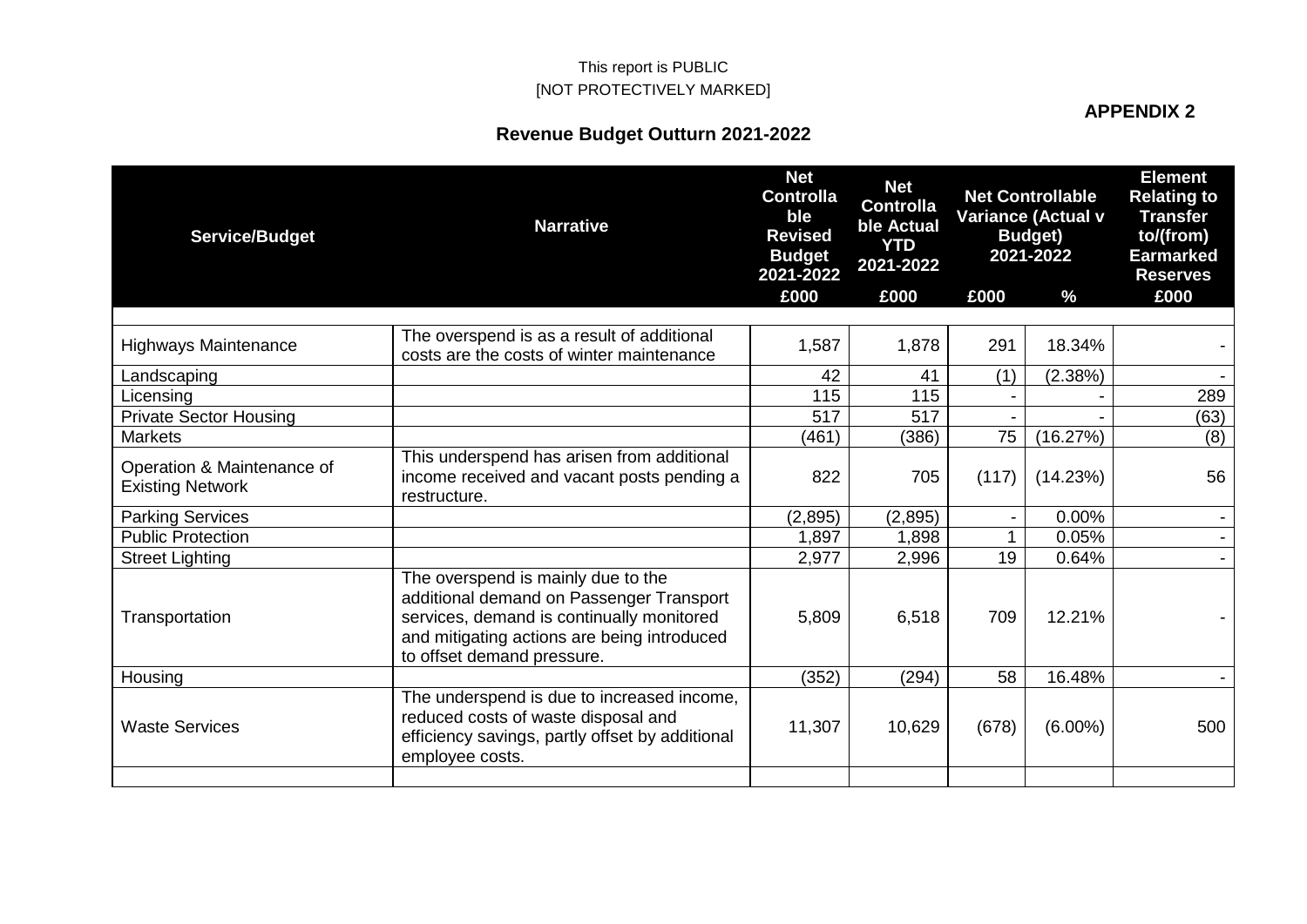This report is PUBLIC
[NOT PROTECTIVELY MARKED]

**APPENDIX 2**

## Revenue Budget Outturn 2021-2022

| Service/Budget | Narrative | Net Controllable Revised Budget 2021-2022 | Net Controllable Actual YTD 2021-2022 | Net Controllable Variance (Actual v Budget) 2021-2022 | | Element Relating to Transfer to/(from) Earmarked Reserves |
|---|---|---|---|---|---|---|
| | | £000 | £000 | £000 | % | £000 |
| Highways Maintenance | The overspend is as a result of additional costs are the costs of winter maintenance | 1,587 | 1,878 | 291 | 18.34% | - |
| Landscaping | | 42 | 41 | (1) | (2.38%) | - |
| Licensing | | 115 | 115 | - | - | 289 |
| Private Sector Housing | | 517 | 517 | - | - | (63) |
| Markets | | (461) | (386) | 75 | (16.27%) | (8) |
| Operation & Maintenance of Existing Network | This underspend has arisen from additional income received and vacant posts pending a restructure. | 822 | 705 | (117) | (14.23%) | 56 |
| Parking Services | | (2,895) | (2,895) | - | 0.00% | - |
| Public Protection | | 1,897 | 1,898 | 1 | 0.05% | - |
| Street Lighting | | 2,977 | 2,996 | 19 | 0.64% | - |
| Transportation | The overspend is mainly due to the additional demand on Passenger Transport services, demand is continually monitored and mitigating actions are being introduced to offset demand pressure. | 5,809 | 6,518 | 709 | 12.21% | - |
| Housing | | (352) | (294) | 58 | 16.48% | - |
| Waste Services | The underspend is due to increased income, reduced costs of waste disposal and efficiency savings, partly offset by additional employee costs. | 11,307 | 10,629 | (678) | (6.00%) | 500 |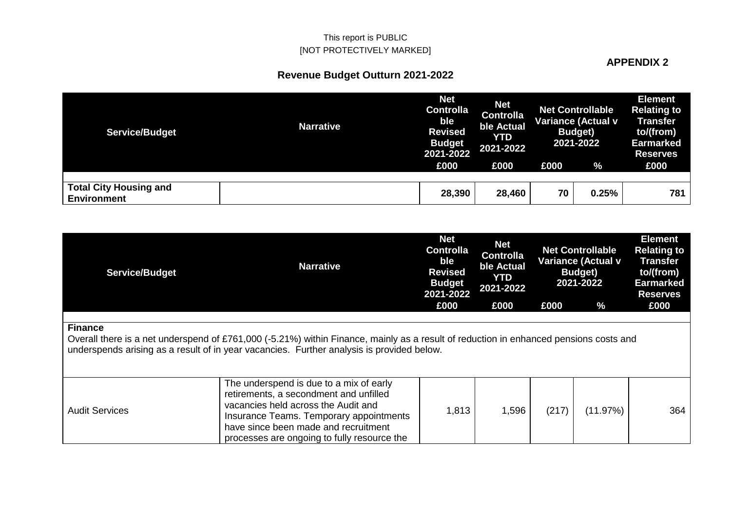This report is PUBLIC
[NOT PROTECTIVELY MARKED]

**APPENDIX 2**

## Revenue Budget Outturn 2021-2022

| Service/Budget | Narrative | Net Controllable Revised Budget 2021-2022 | Net Controllable Actual YTD 2021-2022 | Net Controllable Variance (Actual v Budget) 2021-2022 | | Element Relating to Transfer to/(from) Earmarked Reserves |
|---|---|---|---|---|---|---|
| | | £000 | £000 | £000 | % | £000 |
| **Total City Housing and Environment** | | **28,390** | **28,460** | **70** | **0.25%** | **781** |

| Service/Budget | Narrative | Net Controllable Revised Budget 2021-2022 | Net Controllable Actual YTD 2021-2022 | Net Controllable Variance (Actual v Budget) 2021-2022 | | Element Relating to Transfer to/(from) Earmarked Reserves |
|---|---|---|---|---|---|---|
| | | £000 | £000 | £000 | % | £000 |
| **Finance**<br>Overall there is a net underspend of £761,000 (-5.21%) within Finance, mainly as a result of reduction in enhanced pensions costs and underspends arising as a result of in year vacancies. Further analysis is provided below. | | | | | | |
| Audit Services | The underspend is due to a mix of early retirements, a secondment and unfilled vacancies held across the Audit and Insurance Teams. Temporary appointments have since been made and recruitment processes are ongoing to fully resource the | 1,813 | 1,596 | (217) | (11.97%) | 364 |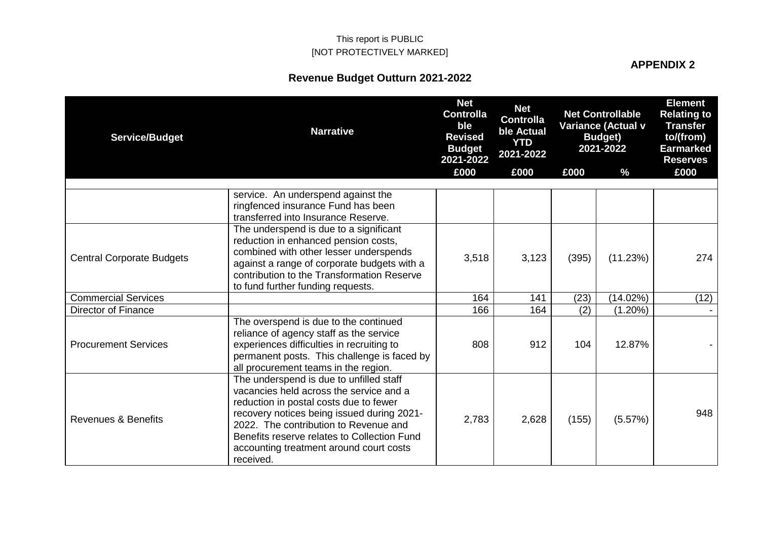This report is PUBLIC
[NOT PROTECTIVELY MARKED]

**APPENDIX 2**

## Revenue Budget Outturn 2021-2022

| Service/Budget | Narrative | Net Controllable Revised Budget 2021-2022 | Net Controllable Actual YTD 2021-2022 | Net Controllable Variance (Actual v Budget) 2021-2022 | | Element Relating to Transfer to/(from) Earmarked Reserves |
|---|---|---|---|---|---|---|
| | | £000 | £000 | £000 | % | £000 |
| | service. An underspend against the ringfenced insurance Fund has been transferred into Insurance Reserve. | | | | | |
| Central Corporate Budgets | The underspend is due to a significant reduction in enhanced pension costs, combined with other lesser underspends against a range of corporate budgets with a contribution to the Transformation Reserve to fund further funding requests. | 3,518 | 3,123 | (395) | (11.23%) | 274 |
| Commercial Services | | 164 | 141 | (23) | (14.02%) | (12) |
| Director of Finance | | 166 | 164 | (2) | (1.20%) | - |
| Procurement Services | The overspend is due to the continued reliance of agency staff as the service experiences difficulties in recruiting to permanent posts. This challenge is faced by all procurement teams in the region. | 808 | 912 | 104 | 12.87% | - |
| Revenues & Benefits | The underspend is due to unfilled staff vacancies held across the service and a reduction in postal costs due to fewer recovery notices being issued during 2021-2022. The contribution to Revenue and Benefits reserve relates to Collection Fund accounting treatment around court costs received. | 2,783 | 2,628 | (155) | (5.57%) | 948 |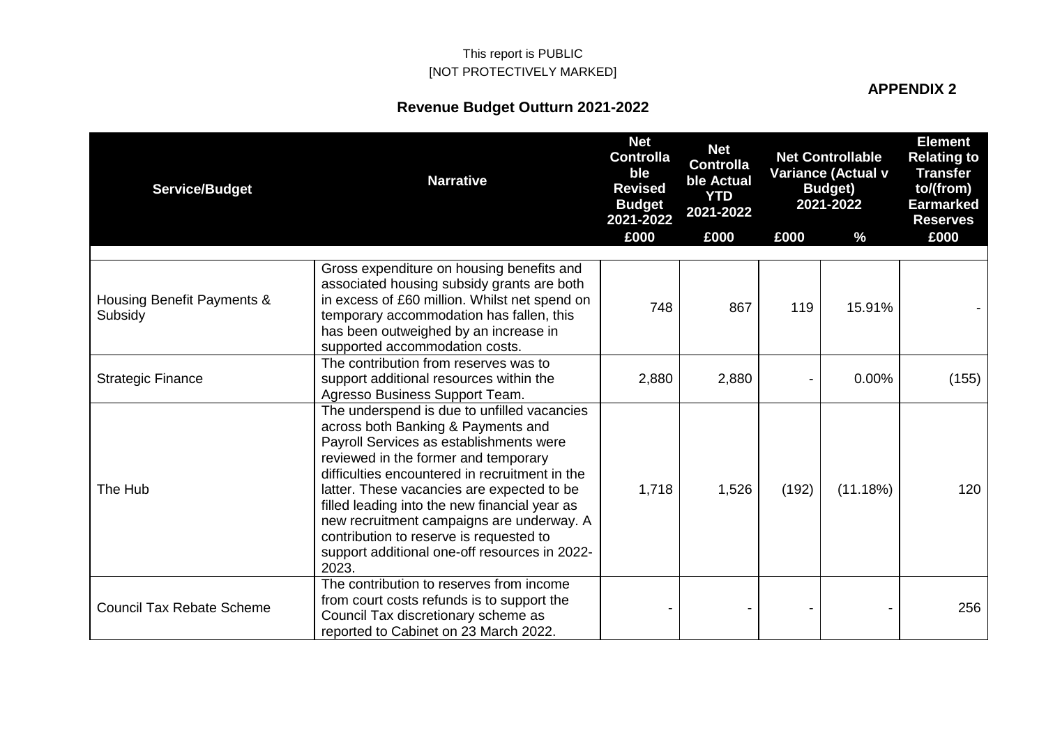This report is PUBLIC
[NOT PROTECTIVELY MARKED]

**APPENDIX 2**

## Revenue Budget Outturn 2021-2022

| Service/Budget | Narrative | Net Controllable Revised Budget 2021-2022 | Net Controllable Actual YTD 2021-2022 | Net Controllable Variance (Actual v Budget) 2021-2022 | | Element Relating to Transfer to/(from) Earmarked Reserves |
|---|---|---|---|---|---|---|
| | | £000 | £000 | £000 | % | £000 |
| Housing Benefit Payments & Subsidy | Gross expenditure on housing benefits and associated housing subsidy grants are both in excess of £60 million. Whilst net spend on temporary accommodation has fallen, this has been outweighed by an increase in supported accommodation costs. | 748 | 867 | 119 | 15.91% | - |
| Strategic Finance | The contribution from reserves was to support additional resources within the Agresso Business Support Team. | 2,880 | 2,880 | - | 0.00% | (155) |
| The Hub | The underspend is due to unfilled vacancies across both Banking & Payments and Payroll Services as establishments were reviewed in the former and temporary difficulties encountered in recruitment in the latter. These vacancies are expected to be filled leading into the new financial year as new recruitment campaigns are underway. A contribution to reserve is requested to support additional one-off resources in 2022-2023. | 1,718 | 1,526 | (192) | (11.18%) | 120 |
| Council Tax Rebate Scheme | The contribution to reserves from income from court costs refunds is to support the Council Tax discretionary scheme as reported to Cabinet on 23 March 2022. | - | - | - | - | 256 |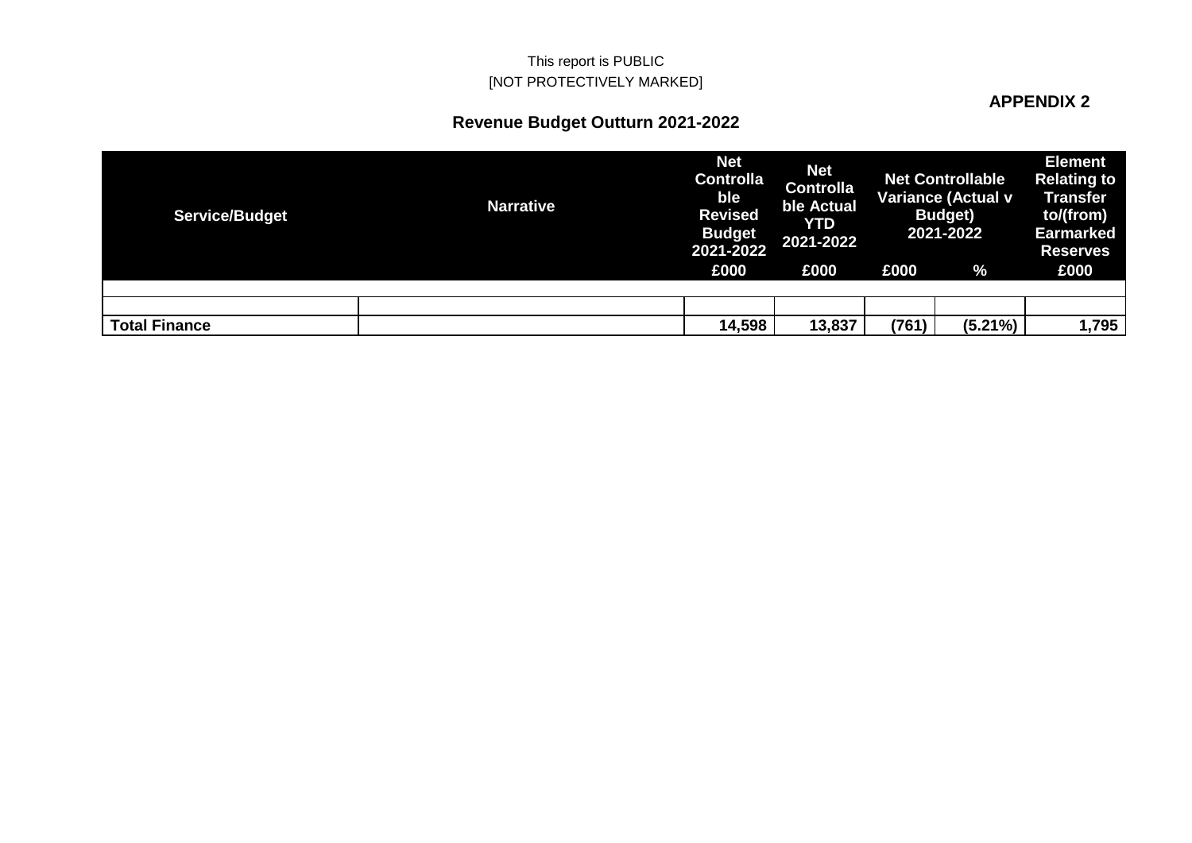This report is PUBLIC
[NOT PROTECTIVELY MARKED]

**APPENDIX 2**

## Revenue Budget Outturn 2021-2022

| Service/Budget | Narrative | Net Controllable Revised Budget 2021-2022 | Net Controllable Actual YTD 2021-2022 | Net Controllable Variance (Actual v Budget) 2021-2022 | | Element Relating to Transfer to/(from) Earmarked Reserves |
|---|---|---|---|---|---|---|
| | | £000 | £000 | £000 | % | £000 |
| | | | | | | |
| | | | | | | |
| **Total Finance** | | **14,598** | **13,837** | **(761)** | **(5.21%)** | **1,795** |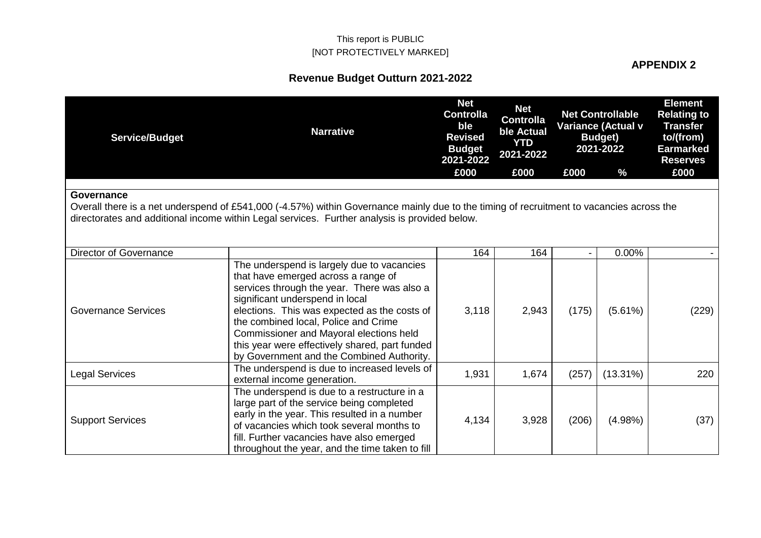This report is PUBLIC
[NOT PROTECTIVELY MARKED]

**APPENDIX 2**

## Revenue Budget Outturn 2021-2022

| Service/Budget | Narrative | Net Controllable Revised Budget 2021-2022 | Net Controllable Actual YTD 2021-2022 | Net Controllable Variance (Actual v Budget) 2021-2022 | | Element Relating to Transfer to/(from) Earmarked Reserves |
|---|---|---|---|---|---|---|
| | | £000 | £000 | £000 | % | £000 |
| **Governance**<br>Overall there is a net underspend of £541,000 (-4.57%) within Governance mainly due to the timing of recruitment to vacancies across the directorates and additional income within Legal services. Further analysis is provided below. | | | | | | |
| Director of Governance | | 164 | 164 | - | 0.00% | - |
| Governance Services | The underspend is largely due to vacancies that have emerged across a range of services through the year. There was also a significant underspend in local elections. This was expected as the costs of the combined local, Police and Crime Commissioner and Mayoral elections held this year were effectively shared, part funded by Government and the Combined Authority. | 3,118 | 2,943 | (175) | (5.61%) | (229) |
| Legal Services | The underspend is due to increased levels of external income generation. | 1,931 | 1,674 | (257) | (13.31%) | 220 |
| Support Services | The underspend is due to a restructure in a large part of the service being completed early in the year. This resulted in a number of vacancies which took several months to fill. Further vacancies have also emerged throughout the year, and the time taken to fill | 4,134 | 3,928 | (206) | (4.98%) | (37) |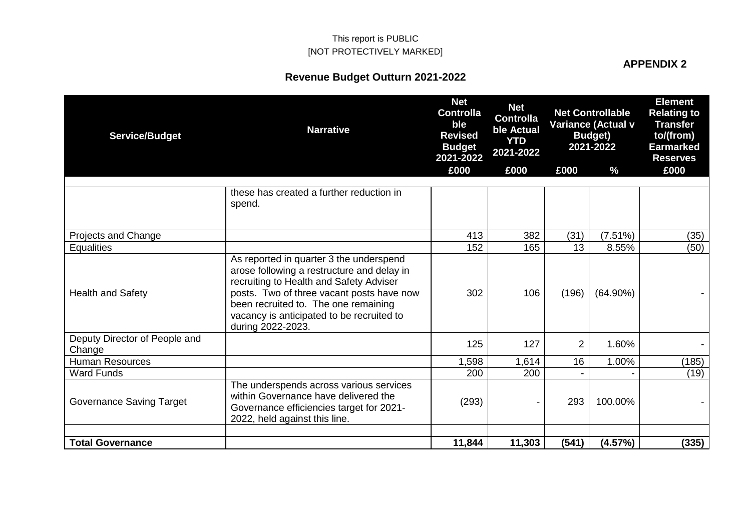This report is PUBLIC
[NOT PROTECTIVELY MARKED]

**APPENDIX 2**

## Revenue Budget Outturn 2021-2022

| Service/Budget | Narrative | Net Controllable Revised Budget 2021-2022 | Net Controllable Actual YTD 2021-2022 | Net Controllable Variance (Actual v Budget) 2021-2022 | | Element Relating to Transfer to/(from) Earmarked Reserves |
|---|---|---|---|---|---|---|
| | | £000 | £000 | £000 | % | £000 |
| | these has created a further reduction in spend. | | | | | |
| Projects and Change | | 413 | 382 | (31) | (7.51%) | (35) |
| Equalities | | 152 | 165 | 13 | 8.55% | (50) |
| Health and Safety | As reported in quarter 3 the underspend arose following a restructure and delay in recruiting to Health and Safety Adviser posts. Two of three vacant posts have now been recruited to. The one remaining vacancy is anticipated to be recruited to during 2022-2023. | 302 | 106 | (196) | (64.90%) | - |
| Deputy Director of People and Change | | 125 | 127 | 2 | 1.60% | - |
| Human Resources | | 1,598 | 1,614 | 16 | 1.00% | (185) |
| Ward Funds | | 200 | 200 | - | - | (19) |
| Governance Saving Target | The underspends across various services within Governance have delivered the Governance efficiencies target for 2021-2022, held against this line. | (293) | - | 293 | 100.00% | - |
| | | | | | | |
| **Total Governance** | | **11,844** | **11,303** | **(541)** | **(4.57%)** | **(335)** |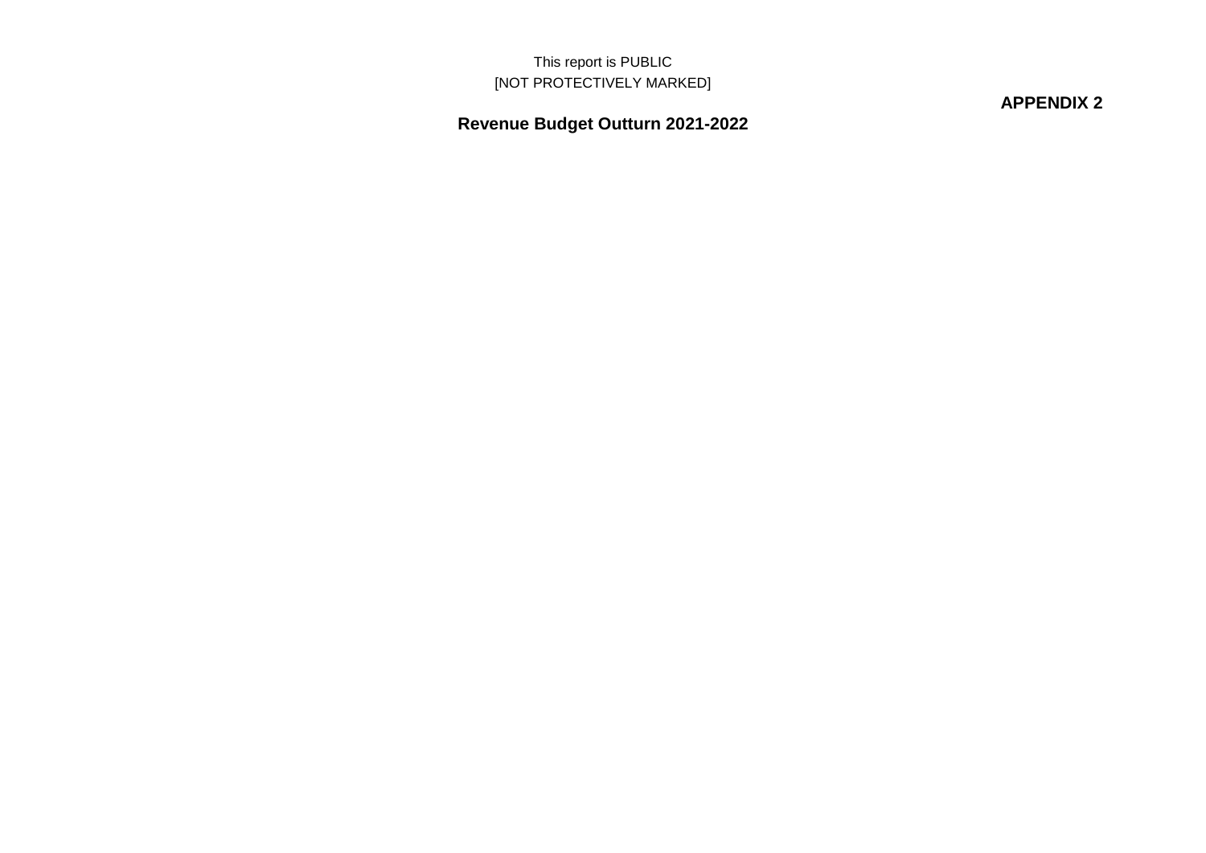This report is PUBLIC
[NOT PROTECTIVELY MARKED]

**APPENDIX 2**

# Revenue Budget Outturn 2021-2022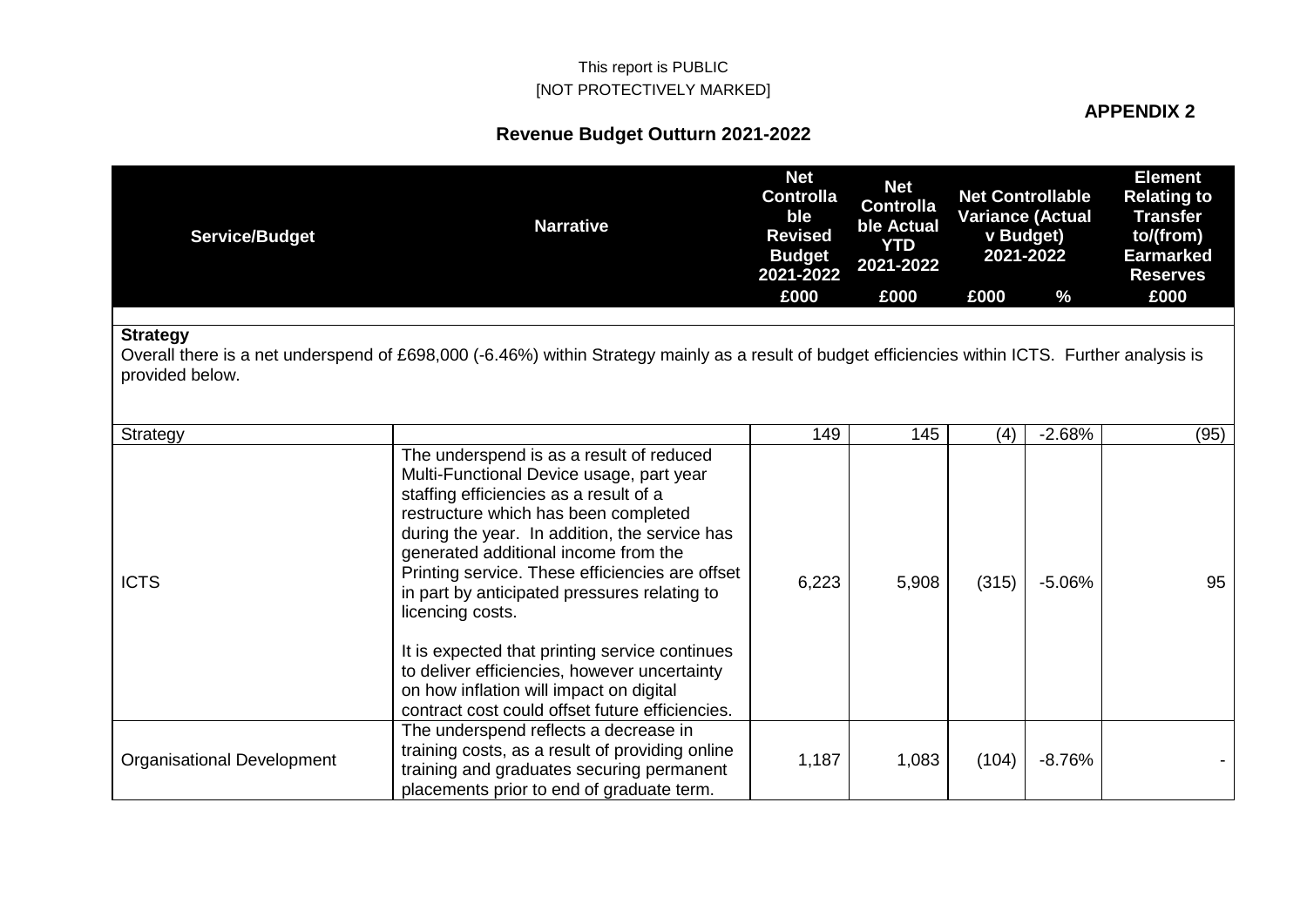This report is PUBLIC
[NOT PROTECTIVELY MARKED]

**APPENDIX 2**

## Revenue Budget Outturn 2021-2022

| Service/Budget | Narrative | Net Controllable Revised Budget 2021-2022 | Net Controllable Actual YTD 2021-2022 | Net Controllable Variance (Actual v Budget) 2021-2022 | | Element Relating to Transfer to/(from) Earmarked Reserves |
|---|---|---|---|---|---|---|
| | | £000 | £000 | £000 | % | £000 |
| **Strategy**<br>Overall there is a net underspend of £698,000 (-6.46%) within Strategy mainly as a result of budget efficiencies within ICTS. Further analysis is provided below. | | | | | | |
| Strategy | | 149 | 145 | (4) | -2.68% | (95) |
| ICTS | The underspend is as a result of reduced Multi-Functional Device usage, part year staffing efficiencies as a result of a restructure which has been completed during the year. In addition, the service has generated additional income from the Printing service. These efficiencies are offset in part by anticipated pressures relating to licencing costs.<br><br>It is expected that printing service continues to deliver efficiencies, however uncertainty on how inflation will impact on digital contract cost could offset future efficiencies. | 6,223 | 5,908 | (315) | -5.06% | 95 |
| Organisational Development | The underspend reflects a decrease in training costs, as a result of providing online training and graduates securing permanent placements prior to end of graduate term. | 1,187 | 1,083 | (104) | -8.76% | - |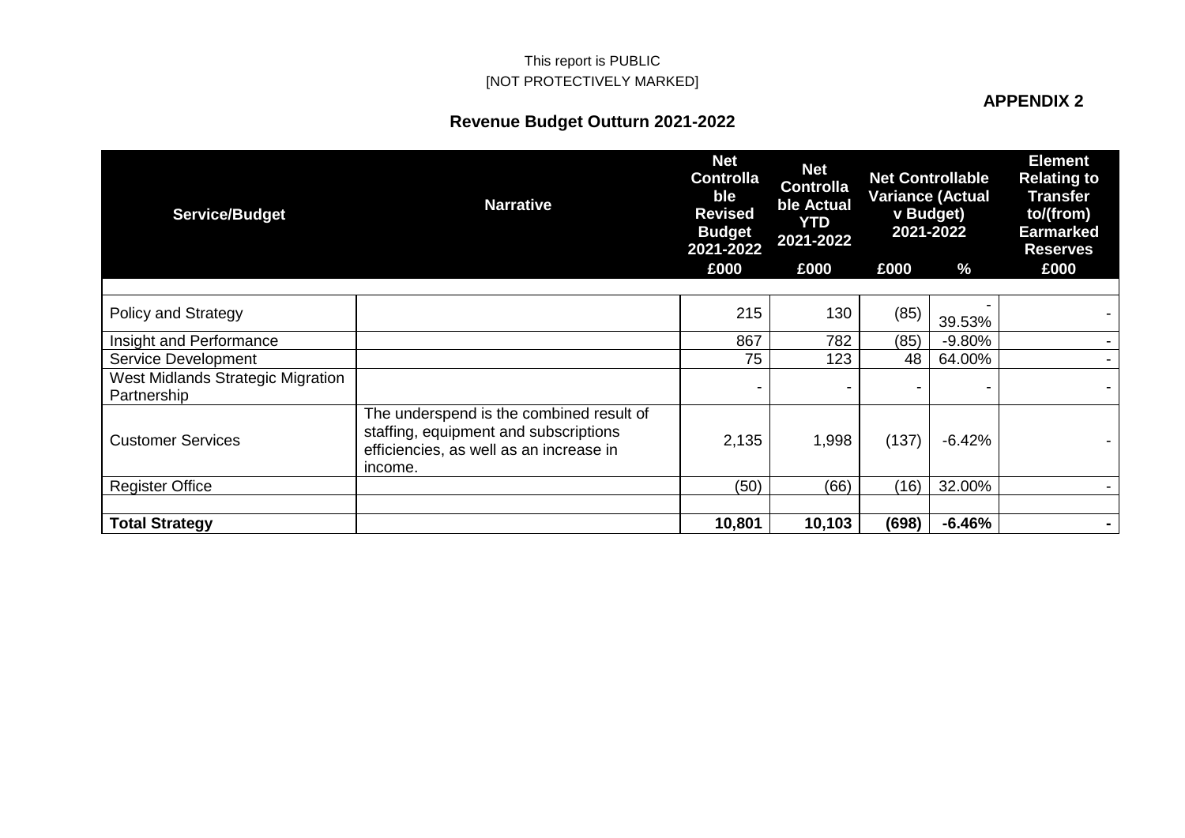This report is PUBLIC
[NOT PROTECTIVELY MARKED]

**APPENDIX 2**

## Revenue Budget Outturn 2021-2022

| Service/Budget | Narrative | Net Controllable Revised Budget 2021-2022 | Net Controllable Actual YTD 2021-2022 | Net Controllable Variance (Actual v Budget) 2021-2022 | | Element Relating to Transfer to/(from) Earmarked Reserves |
|---|---|---|---|---|---|---|
| | | £000 | £000 | £000 | % | £000 |
| Policy and Strategy | | 215 | 130 | (85) | -39.53% | - |
| Insight and Performance | | 867 | 782 | (85) | -9.80% | - |
| Service Development | | 75 | 123 | 48 | 64.00% | - |
| West Midlands Strategic Migration Partnership | | - | - | - | - | - |
| Customer Services | The underspend is the combined result of staffing, equipment and subscriptions efficiencies, as well as an increase in income. | 2,135 | 1,998 | (137) | -6.42% | - |
| Register Office | | (50) | (66) | (16) | 32.00% | - |
| | | | | | | |
| **Total Strategy** | | **10,801** | **10,103** | **(698)** | **-6.46%** | **-** |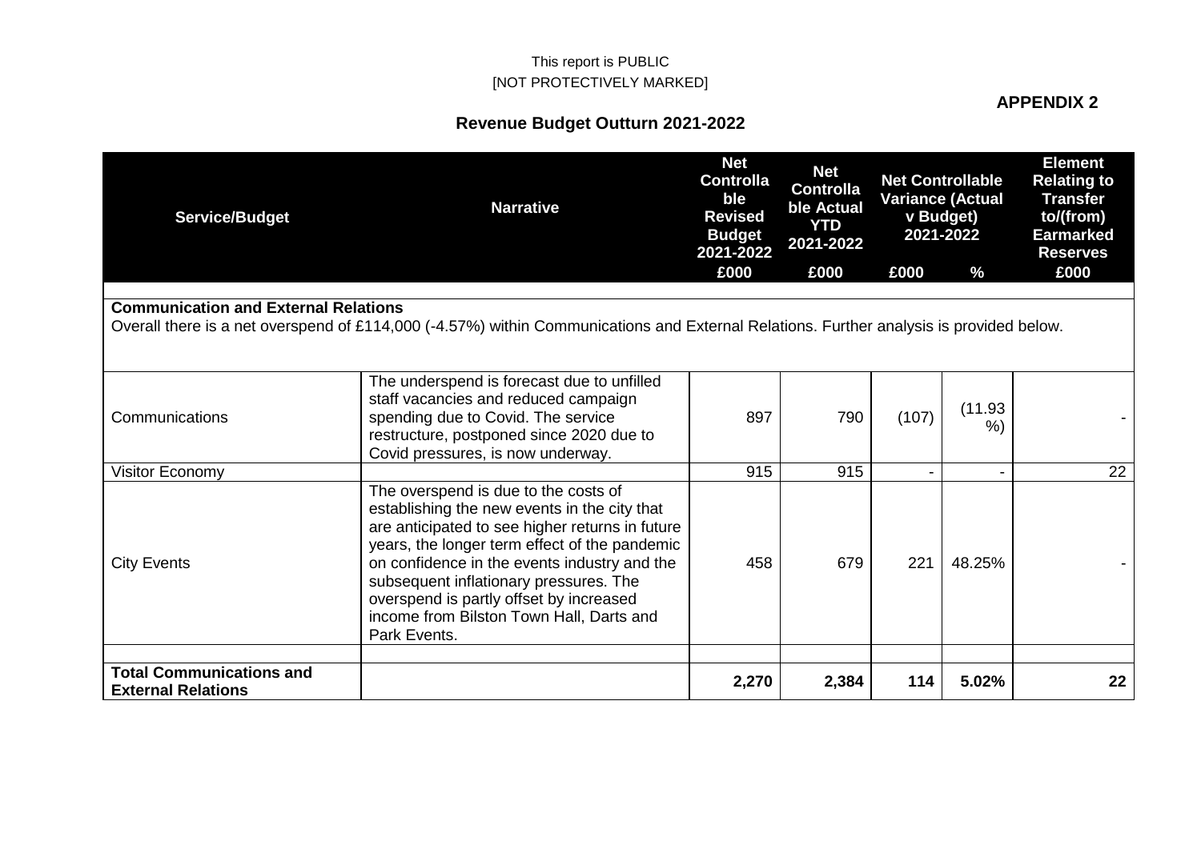This report is PUBLIC
[NOT PROTECTIVELY MARKED]

**APPENDIX 2**

## Revenue Budget Outturn 2021-2022

| Service/Budget | Narrative | Net Controllable Revised Budget 2021-2022 | Net Controllable Actual YTD 2021-2022 | Net Controllable Variance (Actual v Budget) 2021-2022 | | Element Relating to Transfer to/(from) Earmarked Reserves |
|---|---|---|---|---|---|---|
| | | £000 | £000 | £000 | % | £000 |
| **Communication and External Relations** Overall there is a net overspend of £114,000 (-4.57%) within Communications and External Relations. Further analysis is provided below. | | | | | | |
| Communications | The underspend is forecast due to unfilled staff vacancies and reduced campaign spending due to Covid. The service restructure, postponed since 2020 due to Covid pressures, is now underway. | 897 | 790 | (107) | (11.93 %) | - |
| Visitor Economy | | 915 | 915 | - | - | 22 |
| City Events | The overspend is due to the costs of establishing the new events in the city that are anticipated to see higher returns in future years, the longer term effect of the pandemic on confidence in the events industry and the subsequent inflationary pressures. The overspend is partly offset by increased income from Bilston Town Hall, Darts and Park Events. | 458 | 679 | 221 | 48.25% | - |
| | | | | | | |
| **Total Communications and External Relations** | | **2,270** | **2,384** | **114** | **5.02%** | **22** |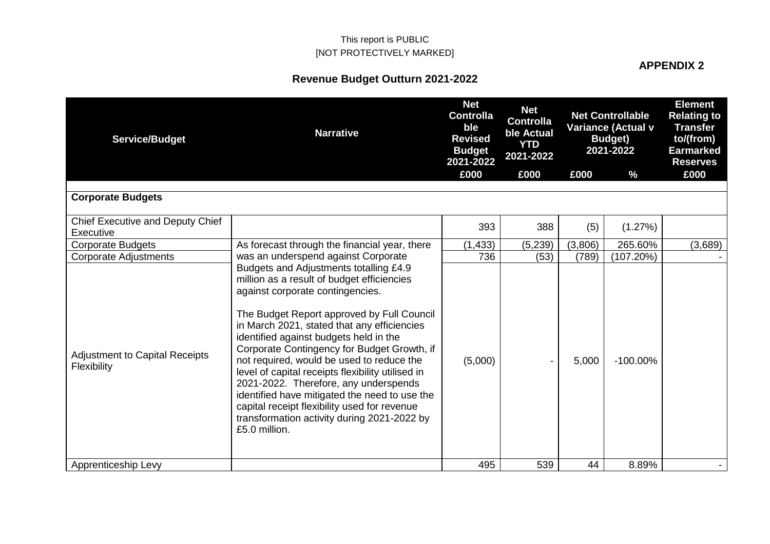This report is PUBLIC
[NOT PROTECTIVELY MARKED]

**APPENDIX 2**

## Revenue Budget Outturn 2021-2022

| Service/Budget | Narrative | Net Controllable Revised Budget 2021-2022 | Net Controllable Actual YTD 2021-2022 | Net Controllable Variance (Actual v Budget) 2021-2022 | | Element Relating to Transfer to/(from) Earmarked Reserves |
|---|---|---|---|---|---|---|
| | | £000 | £000 | £000 | % | £000 |
| **Corporate Budgets** | | | | | | |
| Chief Executive and Deputy Chief Executive | | 393 | 388 | (5) | (1.27%) | |
| Corporate Budgets | As forecast through the financial year, there was an underspend against Corporate Budgets and Adjustments totalling £4.9 million as a result of budget efficiencies against corporate contingencies. The Budget Report approved by Full Council in March 2021, stated that any efficiencies identified against budgets held in the Corporate Contingency for Budget Growth, if not required, would be used to reduce the level of capital receipts flexibility utilised in 2021-2022. Therefore, any underspends identified have mitigated the need to use the capital receipt flexibility used for revenue transformation activity during 2021-2022 by £5.0 million. | (1,433) | (5,239) | (3,806) | 265.60% | (3,689) |
| Corporate Adjustments | | 736 | (53) | (789) | (107.20%) | - |
| Adjustment to Capital Receipts Flexibility | | (5,000) | - | 5,000 | -100.00% | |
| Apprenticeship Levy | | 495 | 539 | 44 | 8.89% | - |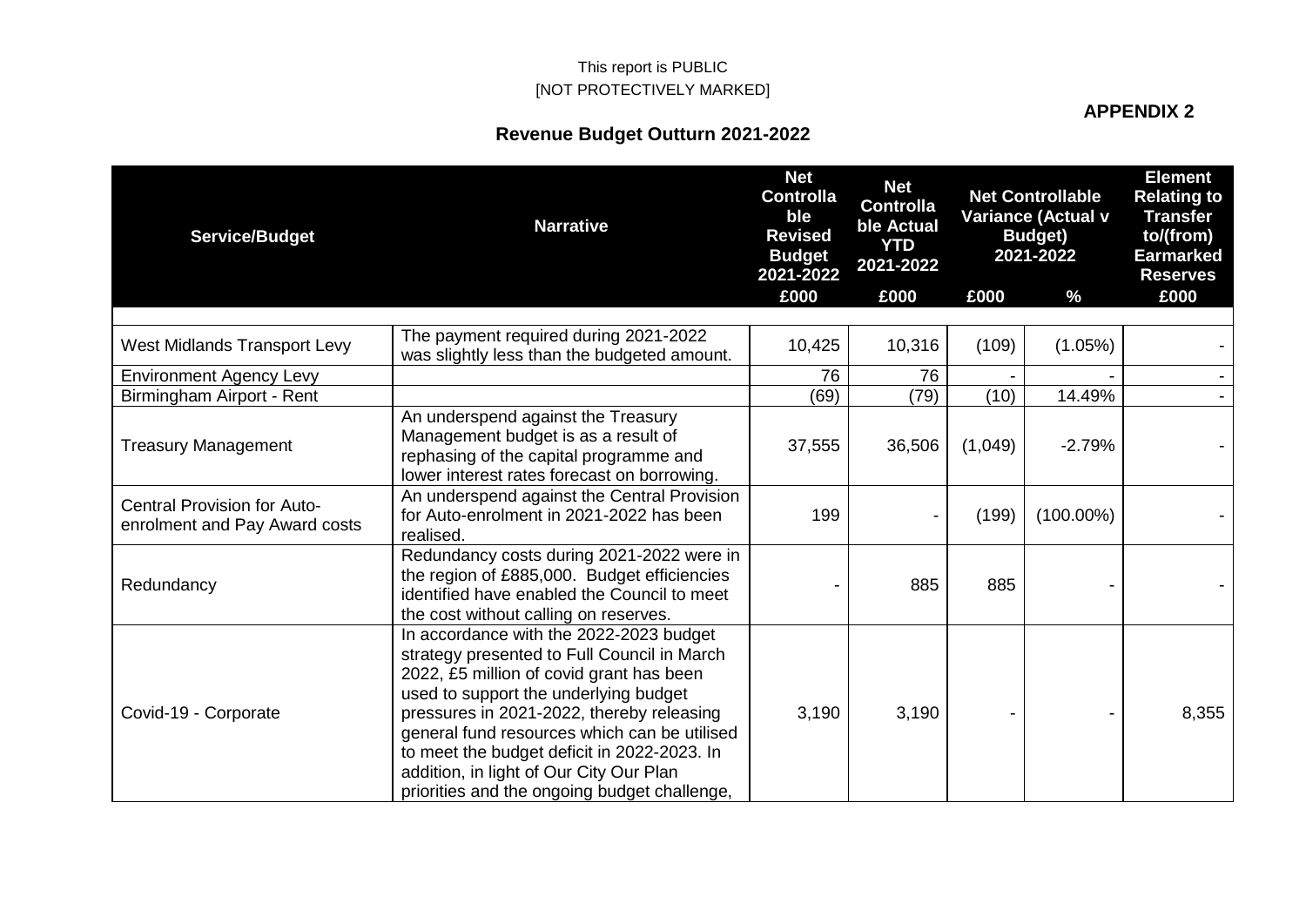This report is PUBLIC
[NOT PROTECTIVELY MARKED]

**APPENDIX 2**

## Revenue Budget Outturn 2021-2022

| Service/Budget | Narrative | Net Controllable Revised Budget 2021-2022 | Net Controllable Actual YTD 2021-2022 | Net Controllable Variance (Actual v Budget) 2021-2022 | | Element Relating to Transfer to/(from) Earmarked Reserves |
|---|---|---|---|---|---|---|
| | | £000 | £000 | £000 | % | £000 |
| West Midlands Transport Levy | The payment required during 2021-2022 was slightly less than the budgeted amount. | 10,425 | 10,316 | (109) | (1.05%) | - |
| Environment Agency Levy | | 76 | 76 | - | - | - |
| Birmingham Airport - Rent | | (69) | (79) | (10) | 14.49% | - |
| Treasury Management | An underspend against the Treasury Management budget is as a result of rephasing of the capital programme and lower interest rates forecast on borrowing. | 37,555 | 36,506 | (1,049) | -2.79% | - |
| Central Provision for Auto-enrolment and Pay Award costs | An underspend against the Central Provision for Auto-enrolment in 2021-2022 has been realised. | 199 | - | (199) | (100.00%) | - |
| Redundancy | Redundancy costs during 2021-2022 were in the region of £885,000. Budget efficiencies identified have enabled the Council to meet the cost without calling on reserves. | - | 885 | 885 | - | - |
| Covid-19 - Corporate | In accordance with the 2022-2023 budget strategy presented to Full Council in March 2022, £5 million of covid grant has been used to support the underlying budget pressures in 2021-2022, thereby releasing general fund resources which can be utilised to meet the budget deficit in 2022-2023. In addition, in light of Our City Our Plan priorities and the ongoing budget challenge, | 3,190 | 3,190 | - | - | 8,355 |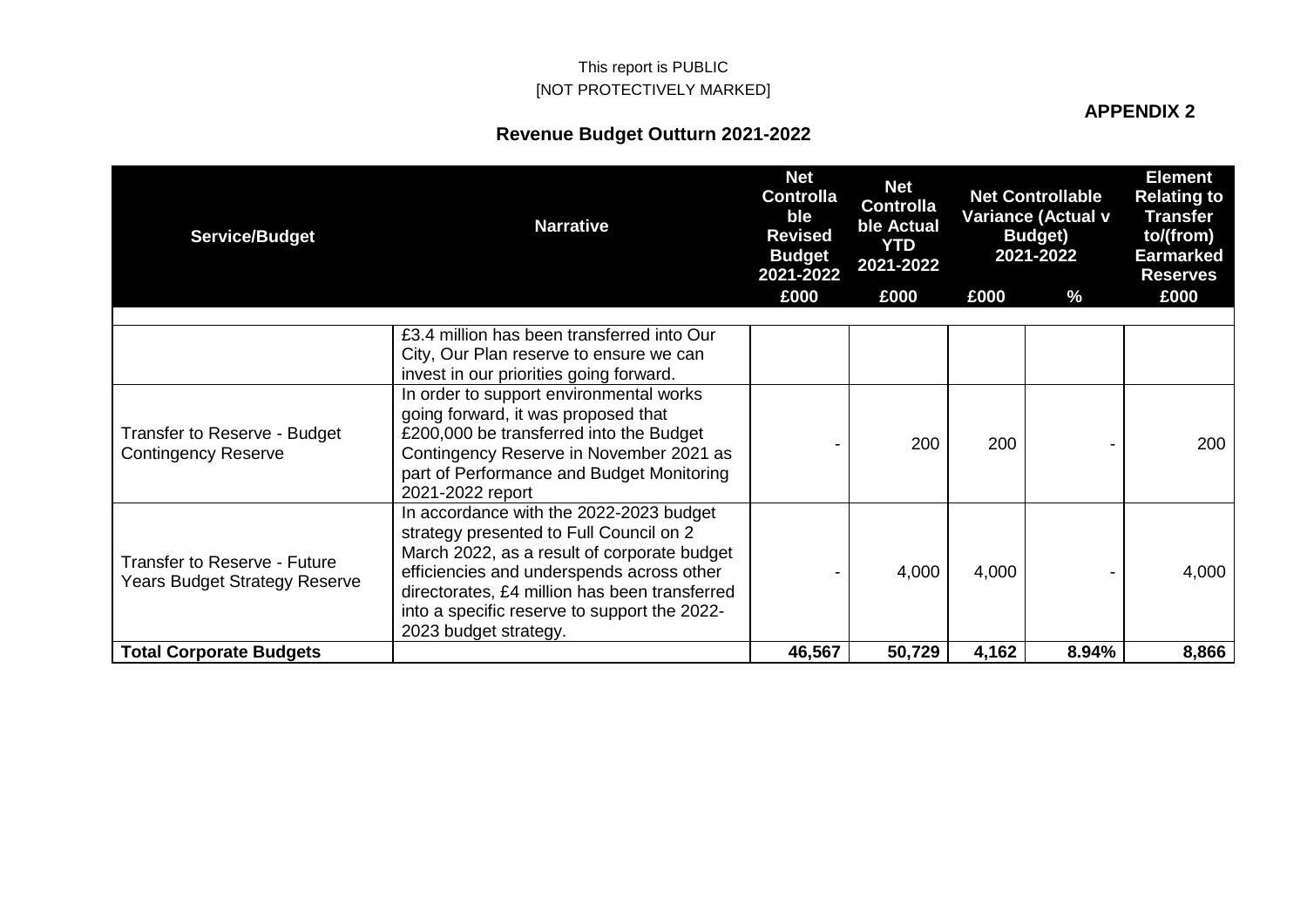This report is PUBLIC
[NOT PROTECTIVELY MARKED]

**APPENDIX 2**

## Revenue Budget Outturn 2021-2022

| Service/Budget | Narrative | Net Controllable Revised Budget 2021-2022 | Net Controllable Actual YTD 2021-2022 | Net Controllable Variance (Actual v Budget) 2021-2022 | | Element Relating to Transfer to/(from) Earmarked Reserves |
|---|---|---|---|---|---|---|
| | | £000 | £000 | £000 | % | £000 |
| | £3.4 million has been transferred into Our City, Our Plan reserve to ensure we can invest in our priorities going forward. | | | | | |
| Transfer to Reserve - Budget Contingency Reserve | In order to support environmental works going forward, it was proposed that £200,000 be transferred into the Budget Contingency Reserve in November 2021 as part of Performance and Budget Monitoring 2021-2022 report | - | 200 | 200 | - | 200 |
| Transfer to Reserve - Future Years Budget Strategy Reserve | In accordance with the 2022-2023 budget strategy presented to Full Council on 2 March 2022, as a result of corporate budget efficiencies and underspends across other directorates, £4 million has been transferred into a specific reserve to support the 2022-2023 budget strategy. | - | 4,000 | 4,000 | - | 4,000 |
| **Total Corporate Budgets** | | **46,567** | **50,729** | **4,162** | **8.94%** | **8,866** |